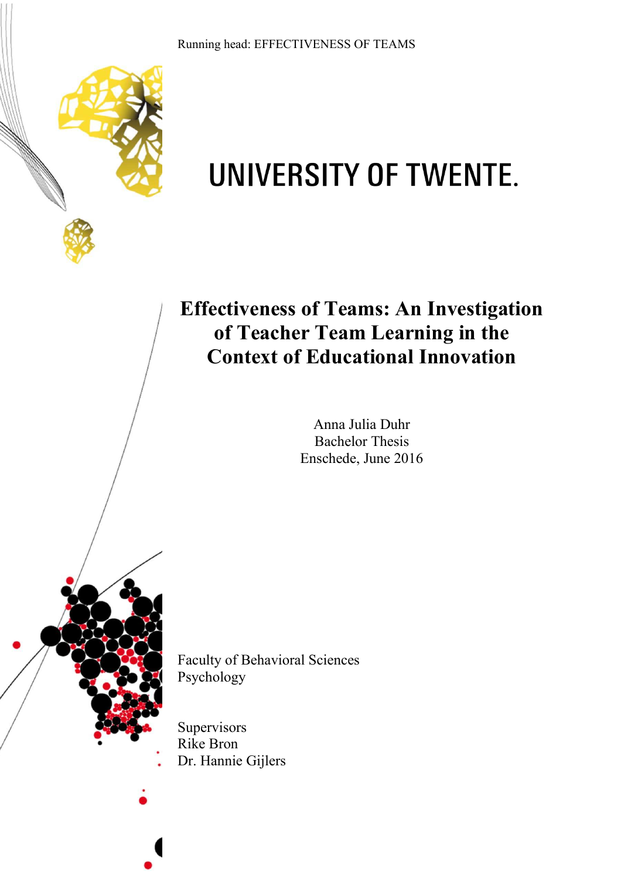UNIVERSITY OF TWENTE.

# Effectiveness of Teams: An Investigation of Teacher Team Learning in the Context of Educational Innovation

Anna Julia Duhr
Bachelor Thesis
Enschede, June 2016

Faculty of Behavioral Sciences
Psychology

Supervisors
Rike Bron
Dr. Hannie Gijlers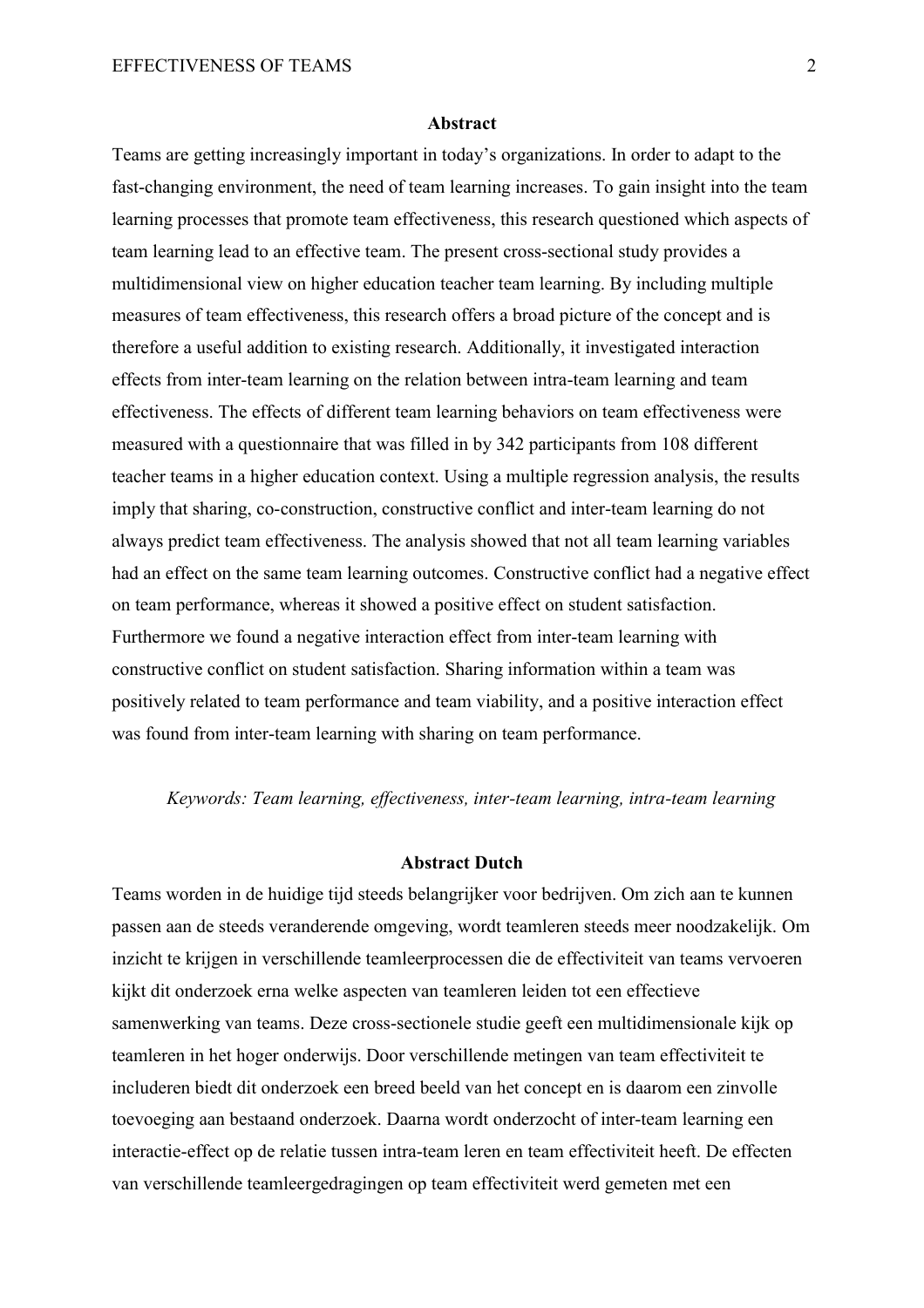## Abstract

Teams are getting increasingly important in today's organizations. In order to adapt to the fast-changing environment, the need of team learning increases. To gain insight into the team learning processes that promote team effectiveness, this research questioned which aspects of team learning lead to an effective team. The present cross-sectional study provides a multidimensional view on higher education teacher team learning. By including multiple measures of team effectiveness, this research offers a broad picture of the concept and is therefore a useful addition to existing research. Additionally, it investigated interaction effects from inter-team learning on the relation between intra-team learning and team effectiveness. The effects of different team learning behaviors on team effectiveness were measured with a questionnaire that was filled in by 342 participants from 108 different teacher teams in a higher education context. Using a multiple regression analysis, the results imply that sharing, co-construction, constructive conflict and inter-team learning do not always predict team effectiveness. The analysis showed that not all team learning variables had an effect on the same team learning outcomes. Constructive conflict had a negative effect on team performance, whereas it showed a positive effect on student satisfaction. Furthermore we found a negative interaction effect from inter-team learning with constructive conflict on student satisfaction. Sharing information within a team was positively related to team performance and team viability, and a positive interaction effect was found from inter-team learning with sharing on team performance.

*Keywords: Team learning, effectiveness, inter-team learning, intra-team learning*

## Abstract Dutch

Teams worden in de huidige tijd steeds belangrijker voor bedrijven. Om zich aan te kunnen passen aan de steeds veranderende omgeving, wordt teamleren steeds meer noodzakelijk. Om inzicht te krijgen in verschillende teamleerprocessen die de effectiviteit van teams vervoeren kijkt dit onderzoek erna welke aspecten van teamleren leiden tot een effectieve samenwerking van teams. Deze cross-sectionele studie geeft een multidimensionale kijk op teamleren in het hoger onderwijs. Door verschillende metingen van team effectiviteit te includeren biedt dit onderzoek een breed beeld van het concept en is daarom een zinvolle toevoeging aan bestaand onderzoek. Daarna wordt onderzocht of inter-team learning een interactie-effect op de relatie tussen intra-team leren en team effectiviteit heeft. De effecten van verschillende teamleergedragingen op team effectiviteit werd gemeten met een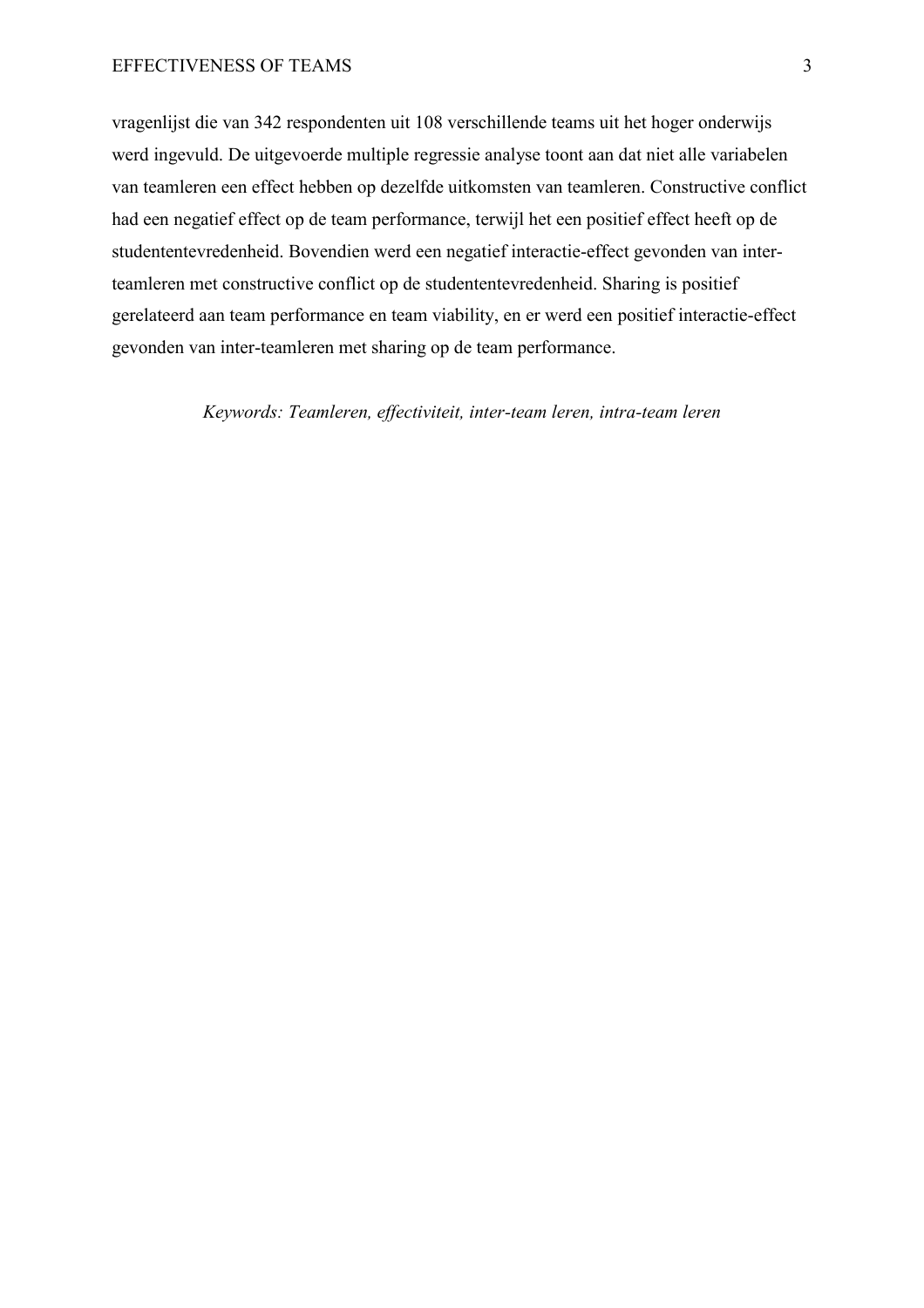vragenlijst die van 342 respondenten uit 108 verschillende teams uit het hoger onderwijs werd ingevuld. De uitgevoerde multiple regressie analyse toont aan dat niet alle variabelen van teamleren een effect hebben op dezelfde uitkomsten van teamleren. Constructive conflict had een negatief effect op de team performance, terwijl het een positief effect heeft op de studententevredenheid. Bovendien werd een negatief interactie-effect gevonden van inter-teamleren met constructive conflict op de studententevredenheid. Sharing is positief gerelateerd aan team performance en team viability, en er werd een positief interactie-effect gevonden van inter-teamleren met sharing op de team performance.

*Keywords: Teamleren, effectiviteit, inter-team leren, intra-team leren*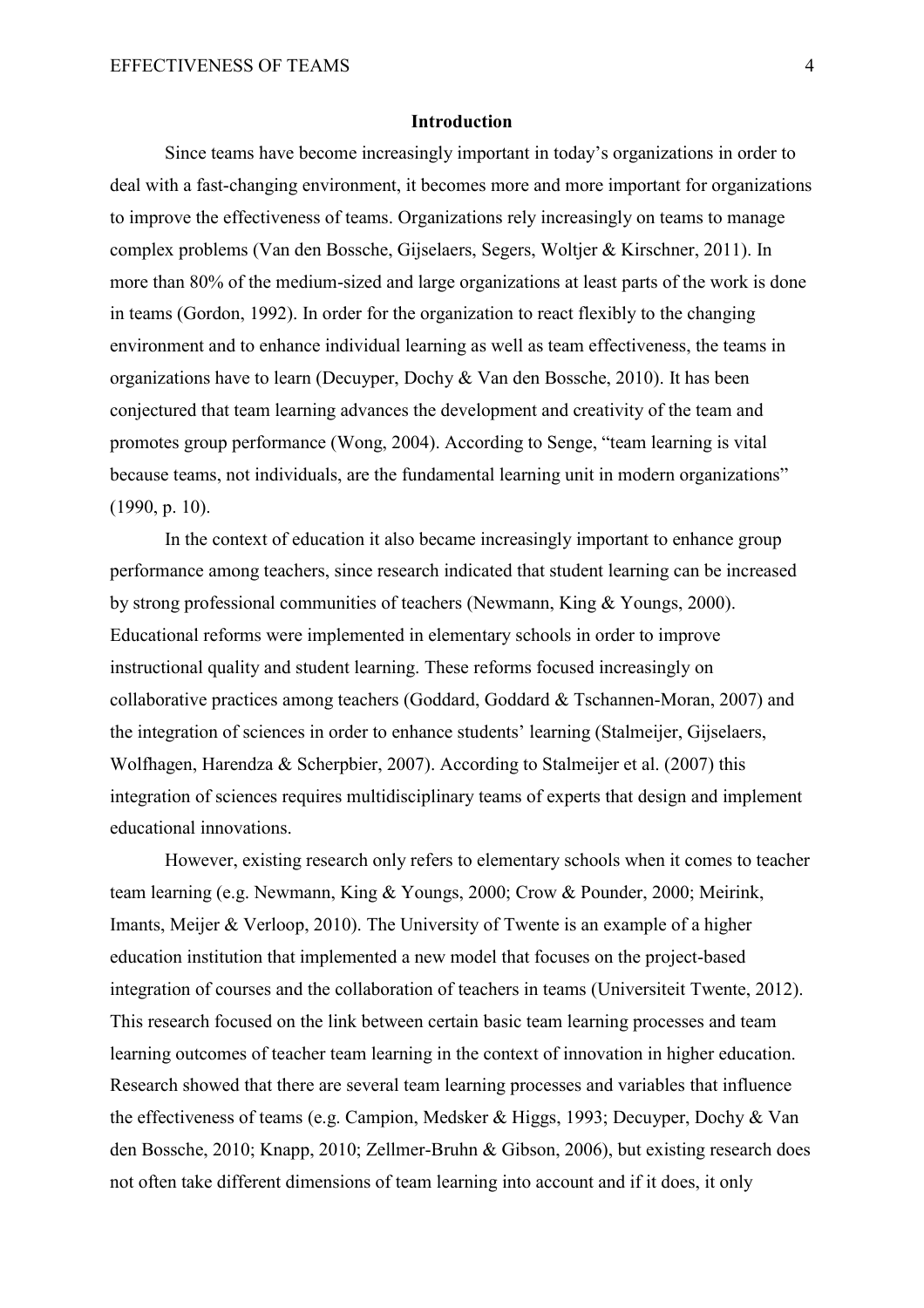## Introduction

Since teams have become increasingly important in today's organizations in order to deal with a fast-changing environment, it becomes more and more important for organizations to improve the effectiveness of teams. Organizations rely increasingly on teams to manage complex problems (Van den Bossche, Gijselaers, Segers, Woltjer & Kirschner, 2011). In more than 80% of the medium-sized and large organizations at least parts of the work is done in teams (Gordon, 1992). In order for the organization to react flexibly to the changing environment and to enhance individual learning as well as team effectiveness, the teams in organizations have to learn (Decuyper, Dochy & Van den Bossche, 2010). It has been conjectured that team learning advances the development and creativity of the team and promotes group performance (Wong, 2004). According to Senge, "team learning is vital because teams, not individuals, are the fundamental learning unit in modern organizations" (1990, p. 10).

In the context of education it also became increasingly important to enhance group performance among teachers, since research indicated that student learning can be increased by strong professional communities of teachers (Newmann, King & Youngs, 2000). Educational reforms were implemented in elementary schools in order to improve instructional quality and student learning. These reforms focused increasingly on collaborative practices among teachers (Goddard, Goddard & Tschannen-Moran, 2007) and the integration of sciences in order to enhance students' learning (Stalmeijer, Gijselaers, Wolfhagen, Harendza & Scherpbier, 2007). According to Stalmeijer et al. (2007) this integration of sciences requires multidisciplinary teams of experts that design and implement educational innovations.

However, existing research only refers to elementary schools when it comes to teacher team learning (e.g. Newmann, King & Youngs, 2000; Crow & Pounder, 2000; Meirink, Imants, Meijer & Verloop, 2010). The University of Twente is an example of a higher education institution that implemented a new model that focuses on the project-based integration of courses and the collaboration of teachers in teams (Universiteit Twente, 2012). This research focused on the link between certain basic team learning processes and team learning outcomes of teacher team learning in the context of innovation in higher education. Research showed that there are several team learning processes and variables that influence the effectiveness of teams (e.g. Campion, Medsker & Higgs, 1993; Decuyper, Dochy & Van den Bossche, 2010; Knapp, 2010; Zellmer-Bruhn & Gibson, 2006), but existing research does not often take different dimensions of team learning into account and if it does, it only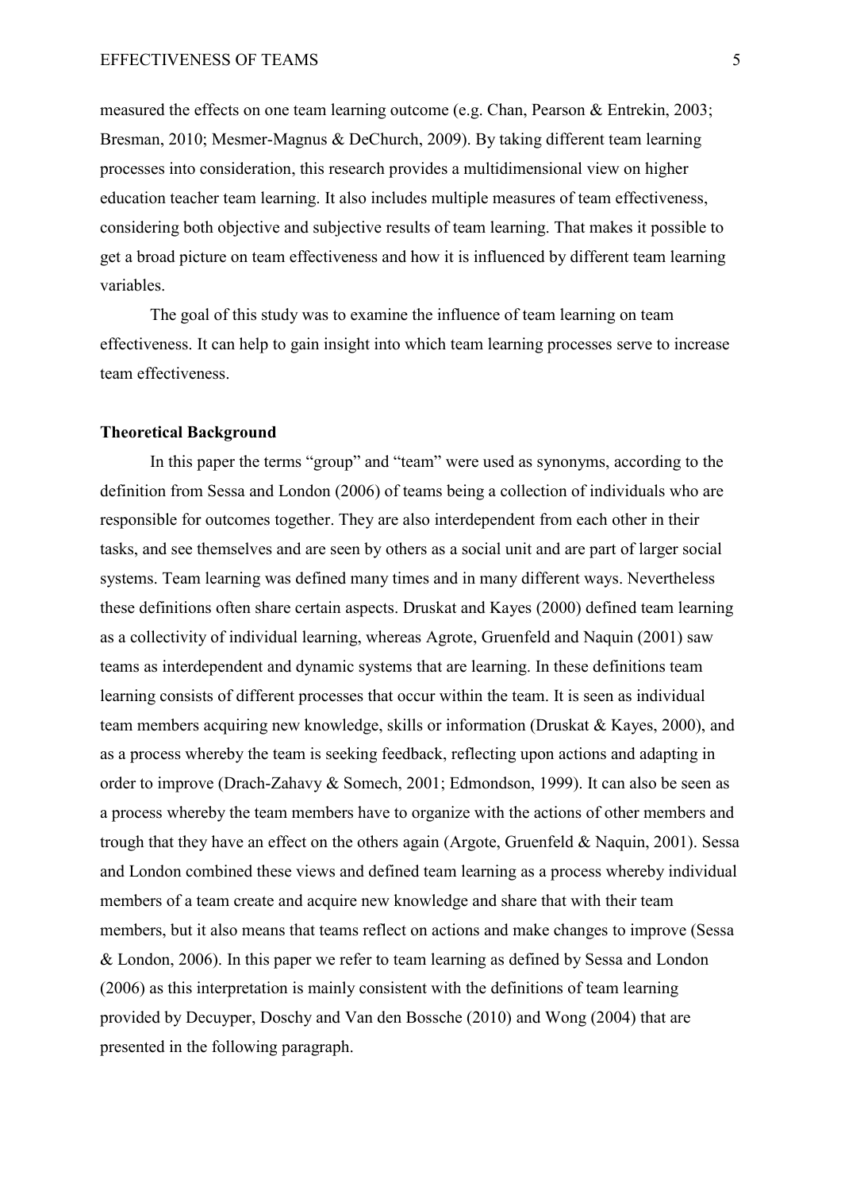measured the effects on one team learning outcome (e.g. Chan, Pearson & Entrekin, 2003; Bresman, 2010; Mesmer-Magnus & DeChurch, 2009). By taking different team learning processes into consideration, this research provides a multidimensional view on higher education teacher team learning. It also includes multiple measures of team effectiveness, considering both objective and subjective results of team learning. That makes it possible to get a broad picture on team effectiveness and how it is influenced by different team learning variables.

The goal of this study was to examine the influence of team learning on team effectiveness. It can help to gain insight into which team learning processes serve to increase team effectiveness.

## Theoretical Background

In this paper the terms "group" and "team" were used as synonyms, according to the definition from Sessa and London (2006) of teams being a collection of individuals who are responsible for outcomes together. They are also interdependent from each other in their tasks, and see themselves and are seen by others as a social unit and are part of larger social systems. Team learning was defined many times and in many different ways. Nevertheless these definitions often share certain aspects. Druskat and Kayes (2000) defined team learning as a collectivity of individual learning, whereas Agrote, Gruenfeld and Naquin (2001) saw teams as interdependent and dynamic systems that are learning. In these definitions team learning consists of different processes that occur within the team. It is seen as individual team members acquiring new knowledge, skills or information (Druskat & Kayes, 2000), and as a process whereby the team is seeking feedback, reflecting upon actions and adapting in order to improve (Drach-Zahavy & Somech, 2001; Edmondson, 1999). It can also be seen as a process whereby the team members have to organize with the actions of other members and trough that they have an effect on the others again (Argote, Gruenfeld & Naquin, 2001). Sessa and London combined these views and defined team learning as a process whereby individual members of a team create and acquire new knowledge and share that with their team members, but it also means that teams reflect on actions and make changes to improve (Sessa & London, 2006). In this paper we refer to team learning as defined by Sessa and London (2006) as this interpretation is mainly consistent with the definitions of team learning provided by Decuyper, Doschy and Van den Bossche (2010) and Wong (2004) that are presented in the following paragraph.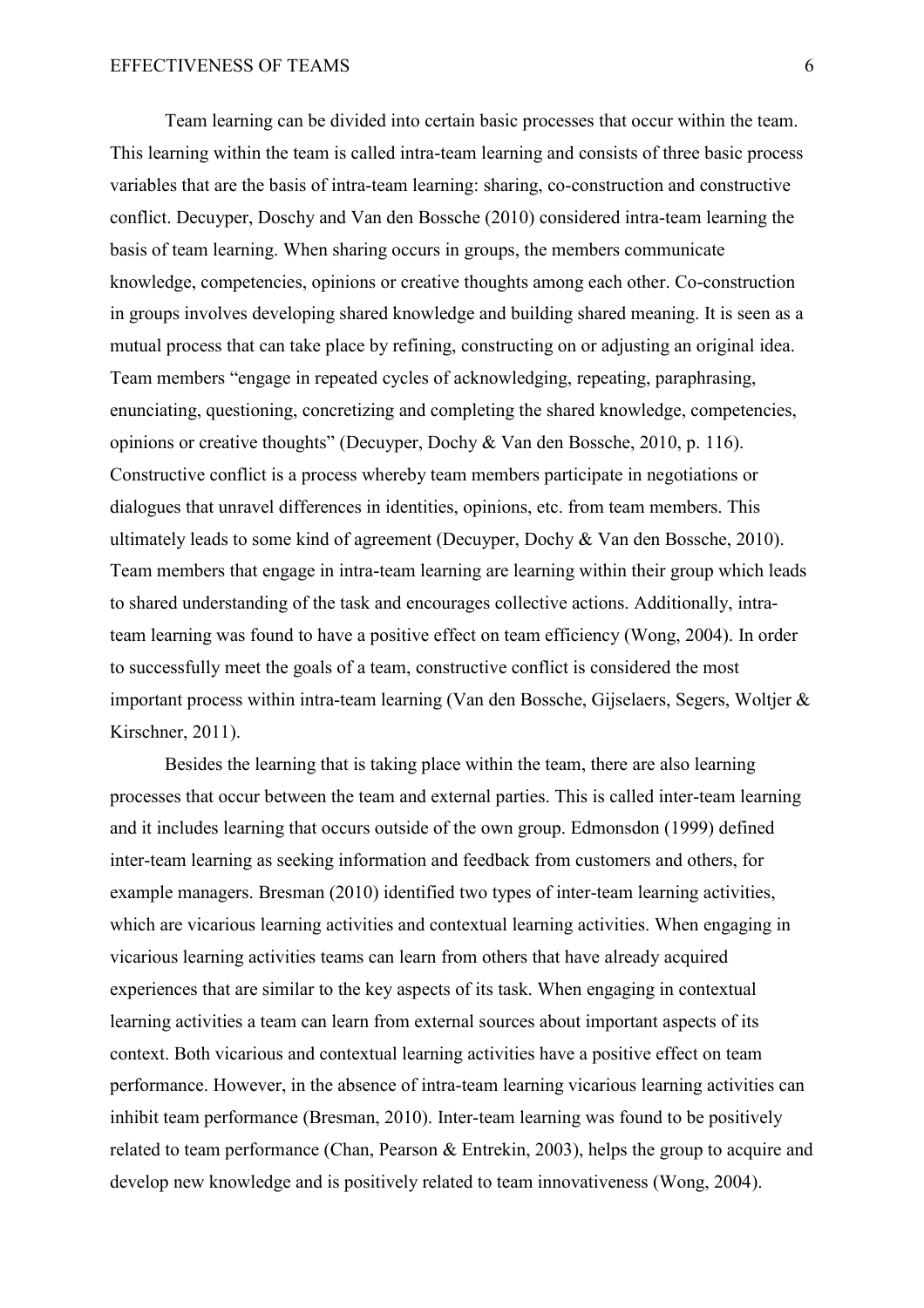Team learning can be divided into certain basic processes that occur within the team. This learning within the team is called intra-team learning and consists of three basic process variables that are the basis of intra-team learning: sharing, co-construction and constructive conflict. Decuyper, Doschy and Van den Bossche (2010) considered intra-team learning the basis of team learning. When sharing occurs in groups, the members communicate knowledge, competencies, opinions or creative thoughts among each other. Co-construction in groups involves developing shared knowledge and building shared meaning. It is seen as a mutual process that can take place by refining, constructing on or adjusting an original idea. Team members "engage in repeated cycles of acknowledging, repeating, paraphrasing, enunciating, questioning, concretizing and completing the shared knowledge, competencies, opinions or creative thoughts" (Decuyper, Dochy & Van den Bossche, 2010, p. 116). Constructive conflict is a process whereby team members participate in negotiations or dialogues that unravel differences in identities, opinions, etc. from team members. This ultimately leads to some kind of agreement (Decuyper, Dochy & Van den Bossche, 2010). Team members that engage in intra-team learning are learning within their group which leads to shared understanding of the task and encourages collective actions. Additionally, intra-team learning was found to have a positive effect on team efficiency (Wong, 2004). In order to successfully meet the goals of a team, constructive conflict is considered the most important process within intra-team learning (Van den Bossche, Gijselaers, Segers, Woltjer & Kirschner, 2011).

Besides the learning that is taking place within the team, there are also learning processes that occur between the team and external parties. This is called inter-team learning and it includes learning that occurs outside of the own group. Edmonsdon (1999) defined inter-team learning as seeking information and feedback from customers and others, for example managers. Bresman (2010) identified two types of inter-team learning activities, which are vicarious learning activities and contextual learning activities. When engaging in vicarious learning activities teams can learn from others that have already acquired experiences that are similar to the key aspects of its task. When engaging in contextual learning activities a team can learn from external sources about important aspects of its context. Both vicarious and contextual learning activities have a positive effect on team performance. However, in the absence of intra-team learning vicarious learning activities can inhibit team performance (Bresman, 2010). Inter-team learning was found to be positively related to team performance (Chan, Pearson & Entrekin, 2003), helps the group to acquire and develop new knowledge and is positively related to team innovativeness (Wong, 2004).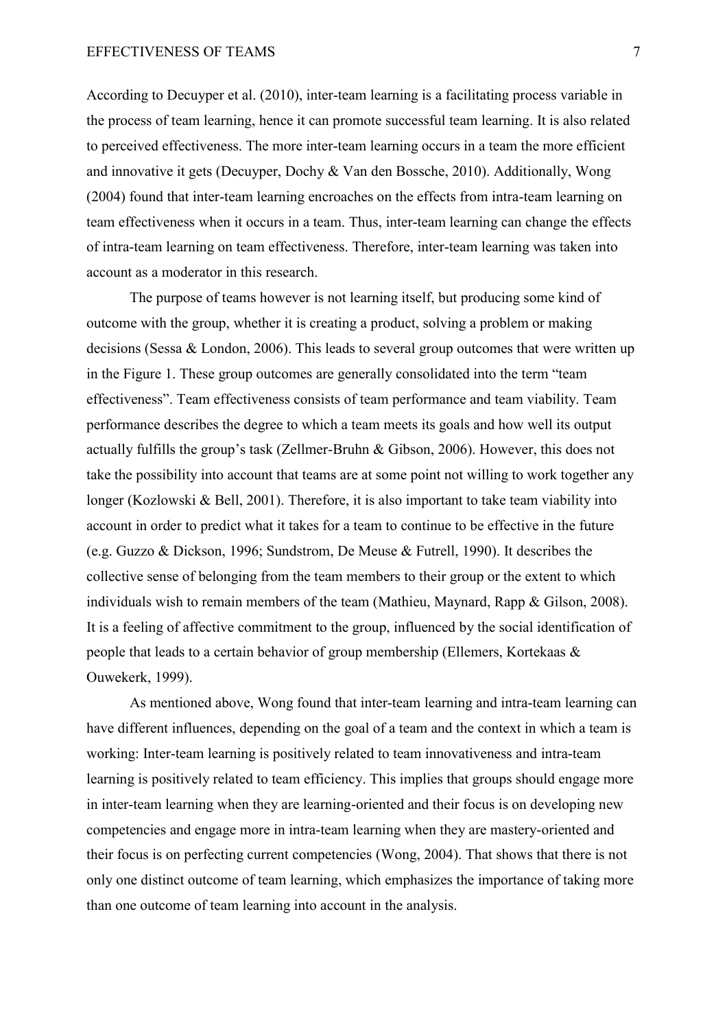According to Decuyper et al. (2010), inter-team learning is a facilitating process variable in the process of team learning, hence it can promote successful team learning. It is also related to perceived effectiveness. The more inter-team learning occurs in a team the more efficient and innovative it gets (Decuyper, Dochy & Van den Bossche, 2010). Additionally, Wong (2004) found that inter-team learning encroaches on the effects from intra-team learning on team effectiveness when it occurs in a team. Thus, inter-team learning can change the effects of intra-team learning on team effectiveness. Therefore, inter-team learning was taken into account as a moderator in this research.

The purpose of teams however is not learning itself, but producing some kind of outcome with the group, whether it is creating a product, solving a problem or making decisions (Sessa & London, 2006). This leads to several group outcomes that were written up in the Figure 1. These group outcomes are generally consolidated into the term "team effectiveness". Team effectiveness consists of team performance and team viability. Team performance describes the degree to which a team meets its goals and how well its output actually fulfills the group's task (Zellmer-Bruhn & Gibson, 2006). However, this does not take the possibility into account that teams are at some point not willing to work together any longer (Kozlowski & Bell, 2001). Therefore, it is also important to take team viability into account in order to predict what it takes for a team to continue to be effective in the future (e.g. Guzzo & Dickson, 1996; Sundstrom, De Meuse & Futrell, 1990). It describes the collective sense of belonging from the team members to their group or the extent to which individuals wish to remain members of the team (Mathieu, Maynard, Rapp & Gilson, 2008). It is a feeling of affective commitment to the group, influenced by the social identification of people that leads to a certain behavior of group membership (Ellemers, Kortekaas & Ouwekerk, 1999).

As mentioned above, Wong found that inter-team learning and intra-team learning can have different influences, depending on the goal of a team and the context in which a team is working: Inter-team learning is positively related to team innovativeness and intra-team learning is positively related to team efficiency. This implies that groups should engage more in inter-team learning when they are learning-oriented and their focus is on developing new competencies and engage more in intra-team learning when they are mastery-oriented and their focus is on perfecting current competencies (Wong, 2004). That shows that there is not only one distinct outcome of team learning, which emphasizes the importance of taking more than one outcome of team learning into account in the analysis.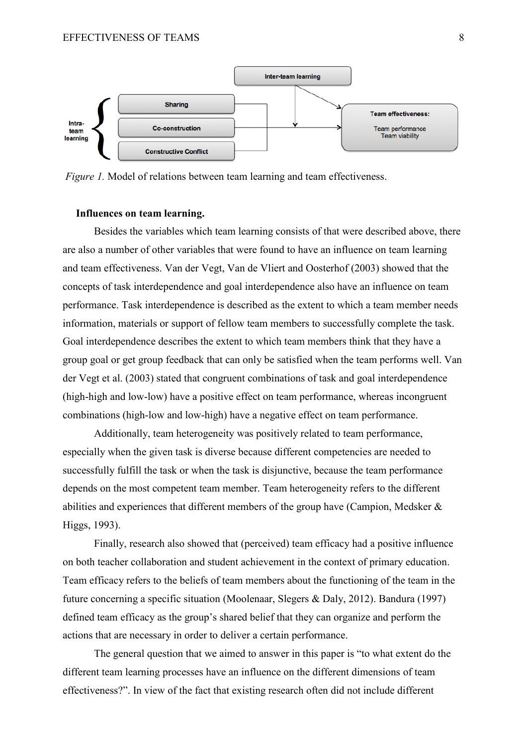*Figure 1.* Model of relations between team learning and team effectiveness.

**Influences on team learning.**

Besides the variables which team learning consists of that were described above, there are also a number of other variables that were found to have an influence on team learning and team effectiveness. Van der Vegt, Van de Vliert and Oosterhof (2003) showed that the concepts of task interdependence and goal interdependence also have an influence on team performance. Task interdependence is described as the extent to which a team member needs information, materials or support of fellow team members to successfully complete the task. Goal interdependence describes the extent to which team members think that they have a group goal or get group feedback that can only be satisfied when the team performs well. Van der Vegt et al. (2003) stated that congruent combinations of task and goal interdependence (high-high and low-low) have a positive effect on team performance, whereas incongruent combinations (high-low and low-high) have a negative effect on team performance.

Additionally, team heterogeneity was positively related to team performance, especially when the given task is diverse because different competencies are needed to successfully fulfill the task or when the task is disjunctive, because the team performance depends on the most competent team member. Team heterogeneity refers to the different abilities and experiences that different members of the group have (Campion, Medsker & Higgs, 1993).

Finally, research also showed that (perceived) team efficacy had a positive influence on both teacher collaboration and student achievement in the context of primary education. Team efficacy refers to the beliefs of team members about the functioning of the team in the future concerning a specific situation (Moolenaar, Slegers & Daly, 2012). Bandura (1997) defined team efficacy as the group's shared belief that they can organize and perform the actions that are necessary in order to deliver a certain performance.

The general question that we aimed to answer in this paper is "to what extent do the different team learning processes have an influence on the different dimensions of team effectiveness?". In view of the fact that existing research often did not include different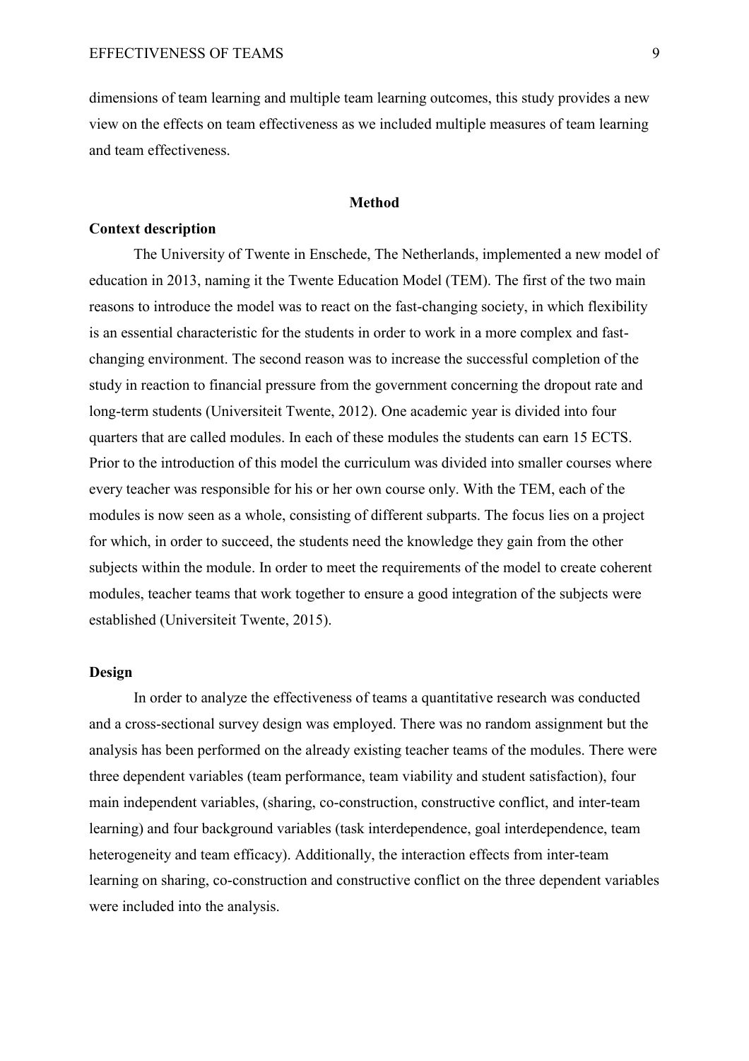dimensions of team learning and multiple team learning outcomes, this study provides a new view on the effects on team effectiveness as we included multiple measures of team learning and team effectiveness.

## Method

### Context description

The University of Twente in Enschede, The Netherlands, implemented a new model of education in 2013, naming it the Twente Education Model (TEM). The first of the two main reasons to introduce the model was to react on the fast-changing society, in which flexibility is an essential characteristic for the students in order to work in a more complex and fast-changing environment. The second reason was to increase the successful completion of the study in reaction to financial pressure from the government concerning the dropout rate and long-term students (Universiteit Twente, 2012). One academic year is divided into four quarters that are called modules. In each of these modules the students can earn 15 ECTS. Prior to the introduction of this model the curriculum was divided into smaller courses where every teacher was responsible for his or her own course only. With the TEM, each of the modules is now seen as a whole, consisting of different subparts. The focus lies on a project for which, in order to succeed, the students need the knowledge they gain from the other subjects within the module. In order to meet the requirements of the model to create coherent modules, teacher teams that work together to ensure a good integration of the subjects were established (Universiteit Twente, 2015).

### Design

In order to analyze the effectiveness of teams a quantitative research was conducted and a cross-sectional survey design was employed. There was no random assignment but the analysis has been performed on the already existing teacher teams of the modules. There were three dependent variables (team performance, team viability and student satisfaction), four main independent variables, (sharing, co-construction, constructive conflict, and inter-team learning) and four background variables (task interdependence, goal interdependence, team heterogeneity and team efficacy). Additionally, the interaction effects from inter-team learning on sharing, co-construction and constructive conflict on the three dependent variables were included into the analysis.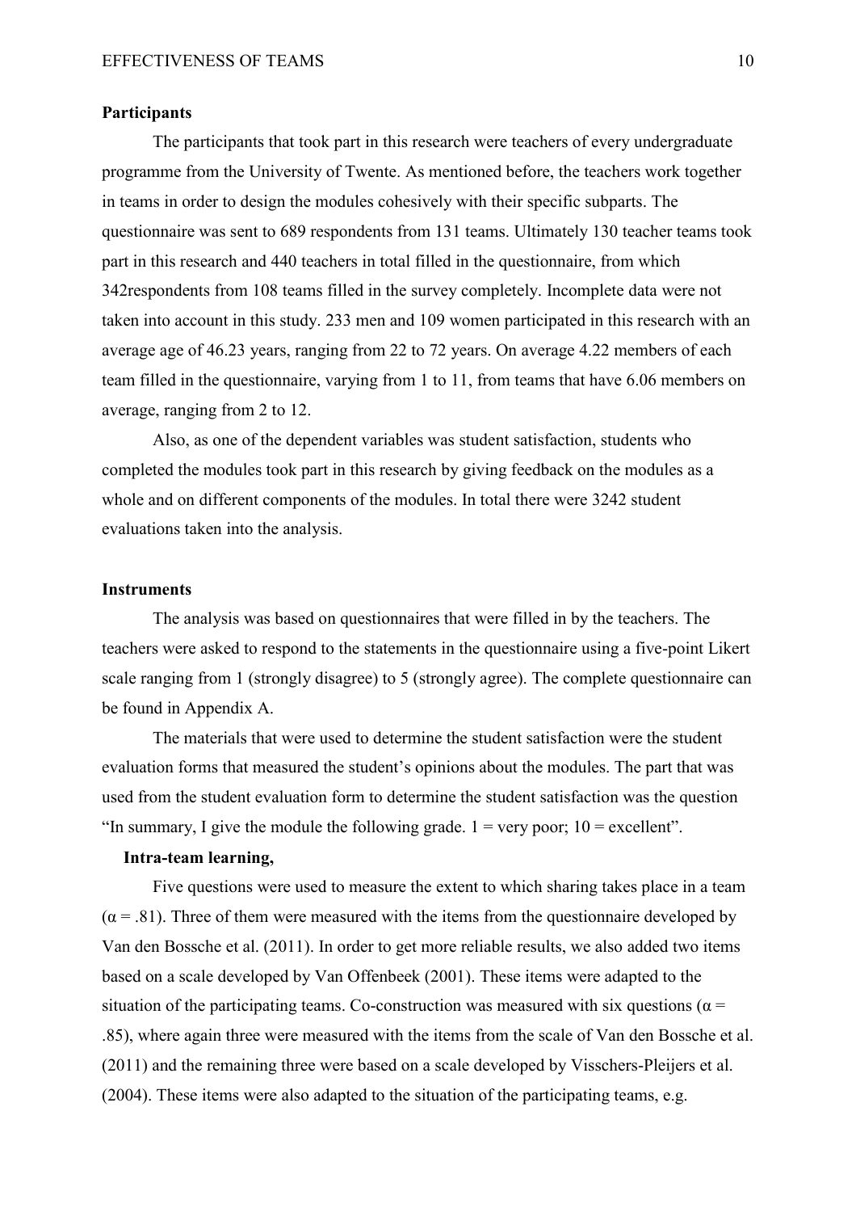**Participants**

The participants that took part in this research were teachers of every undergraduate programme from the University of Twente. As mentioned before, the teachers work together in teams in order to design the modules cohesively with their specific subparts. The questionnaire was sent to 689 respondents from 131 teams. Ultimately 130 teacher teams took part in this research and 440 teachers in total filled in the questionnaire, from which 342respondents from 108 teams filled in the survey completely. Incomplete data were not taken into account in this study. 233 men and 109 women participated in this research with an average age of 46.23 years, ranging from 22 to 72 years. On average 4.22 members of each team filled in the questionnaire, varying from 1 to 11, from teams that have 6.06 members on average, ranging from 2 to 12.

Also, as one of the dependent variables was student satisfaction, students who completed the modules took part in this research by giving feedback on the modules as a whole and on different components of the modules. In total there were 3242 student evaluations taken into the analysis.

**Instruments**

The analysis was based on questionnaires that were filled in by the teachers. The teachers were asked to respond to the statements in the questionnaire using a five-point Likert scale ranging from 1 (strongly disagree) to 5 (strongly agree). The complete questionnaire can be found in Appendix A.

The materials that were used to determine the student satisfaction were the student evaluation forms that measured the student's opinions about the modules. The part that was used from the student evaluation form to determine the student satisfaction was the question "In summary, I give the module the following grade. 1 = very poor; 10 = excellent".

**Intra-team learning,**

Five questions were used to measure the extent to which sharing takes place in a team ($\alpha = .81$). Three of them were measured with the items from the questionnaire developed by Van den Bossche et al. (2011). In order to get more reliable results, we also added two items based on a scale developed by Van Offenbeek (2001). These items were adapted to the situation of the participating teams. Co-construction was measured with six questions ($\alpha = .85$), where again three were measured with the items from the scale of Van den Bossche et al. (2011) and the remaining three were based on a scale developed by Visschers-Pleijers et al. (2004). These items were also adapted to the situation of the participating teams, e.g.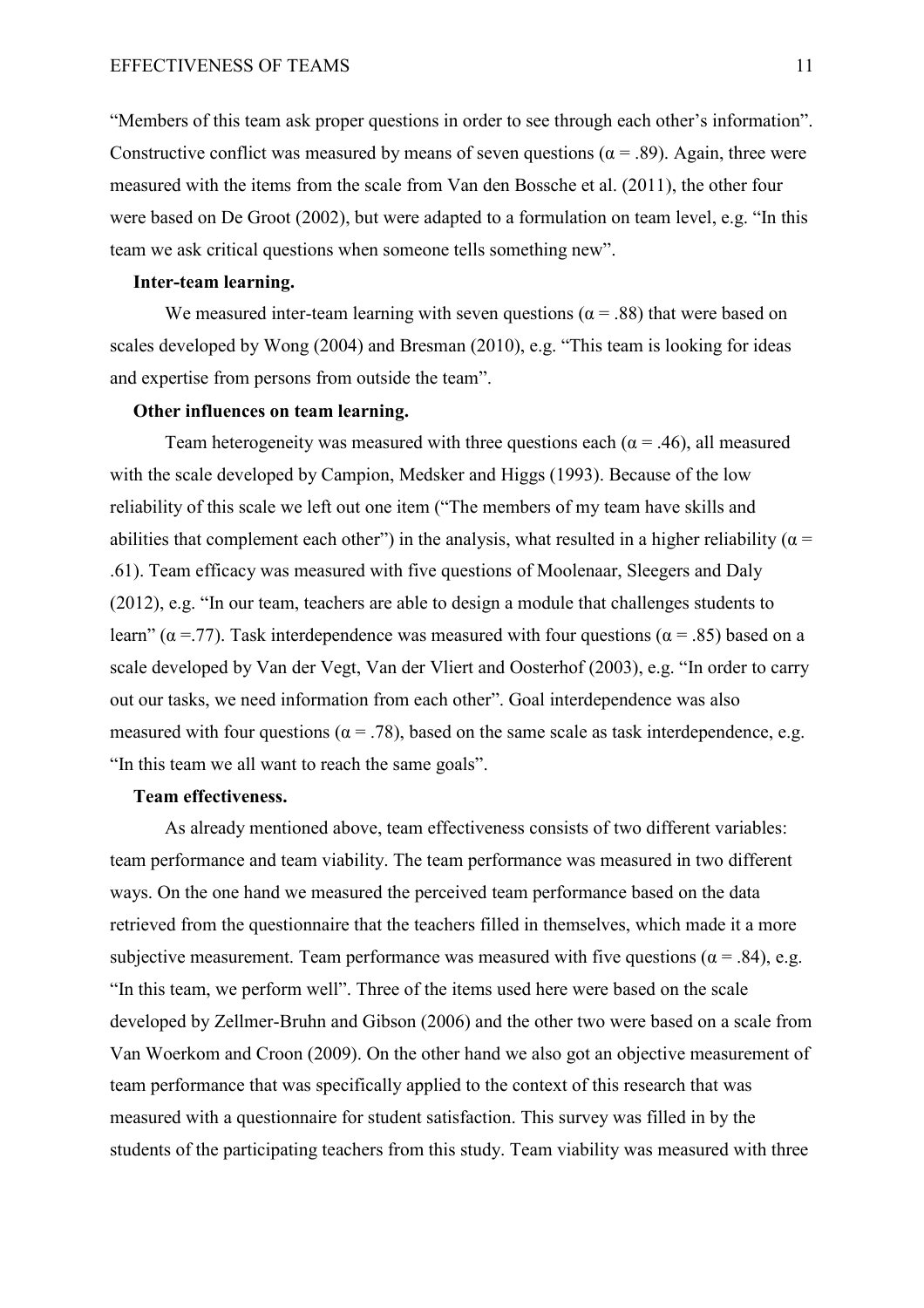"Members of this team ask proper questions in order to see through each other's information". Constructive conflict was measured by means of seven questions ($\alpha = .89$). Again, three were measured with the items from the scale from Van den Bossche et al. (2011), the other four were based on De Groot (2002), but were adapted to a formulation on team level, e.g. "In this team we ask critical questions when someone tells something new".

**Inter-team learning.**

We measured inter-team learning with seven questions ($\alpha = .88$) that were based on scales developed by Wong (2004) and Bresman (2010), e.g. "This team is looking for ideas and expertise from persons from outside the team".

**Other influences on team learning.**

Team heterogeneity was measured with three questions each ($\alpha = .46$), all measured with the scale developed by Campion, Medsker and Higgs (1993). Because of the low reliability of this scale we left out one item ("The members of my team have skills and abilities that complement each other") in the analysis, what resulted in a higher reliability ($\alpha = .61$). Team efficacy was measured with five questions of Moolenaar, Sleegers and Daly (2012), e.g. "In our team, teachers are able to design a module that challenges students to learn" ($\alpha =.77$). Task interdependence was measured with four questions ($\alpha = .85$) based on a scale developed by Van der Vegt, Van der Vliert and Oosterhof (2003), e.g. "In order to carry out our tasks, we need information from each other". Goal interdependence was also measured with four questions ($\alpha = .78$), based on the same scale as task interdependence, e.g. "In this team we all want to reach the same goals".

**Team effectiveness.**

As already mentioned above, team effectiveness consists of two different variables: team performance and team viability. The team performance was measured in two different ways. On the one hand we measured the perceived team performance based on the data retrieved from the questionnaire that the teachers filled in themselves, which made it a more subjective measurement. Team performance was measured with five questions ($\alpha = .84$), e.g. "In this team, we perform well". Three of the items used here were based on the scale developed by Zellmer-Bruhn and Gibson (2006) and the other two were based on a scale from Van Woerkom and Croon (2009). On the other hand we also got an objective measurement of team performance that was specifically applied to the context of this research that was measured with a questionnaire for student satisfaction. This survey was filled in by the students of the participating teachers from this study. Team viability was measured with three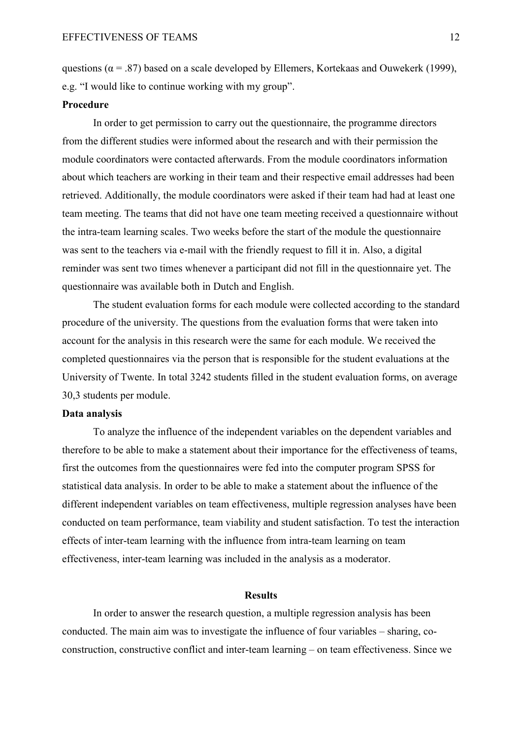questions ($\alpha = .87$) based on a scale developed by Ellemers, Kortekaas and Ouwekerk (1999), e.g. "I would like to continue working with my group".

**Procedure**

In order to get permission to carry out the questionnaire, the programme directors from the different studies were informed about the research and with their permission the module coordinators were contacted afterwards. From the module coordinators information about which teachers are working in their team and their respective email addresses had been retrieved. Additionally, the module coordinators were asked if their team had had at least one team meeting. The teams that did not have one team meeting received a questionnaire without the intra-team learning scales. Two weeks before the start of the module the questionnaire was sent to the teachers via e-mail with the friendly request to fill it in. Also, a digital reminder was sent two times whenever a participant did not fill in the questionnaire yet. The questionnaire was available both in Dutch and English.

The student evaluation forms for each module were collected according to the standard procedure of the university. The questions from the evaluation forms that were taken into account for the analysis in this research were the same for each module. We received the completed questionnaires via the person that is responsible for the student evaluations at the University of Twente. In total 3242 students filled in the student evaluation forms, on average 30,3 students per module.

**Data analysis**

To analyze the influence of the independent variables on the dependent variables and therefore to be able to make a statement about their importance for the effectiveness of teams, first the outcomes from the questionnaires were fed into the computer program SPSS for statistical data analysis. In order to be able to make a statement about the influence of the different independent variables on team effectiveness, multiple regression analyses have been conducted on team performance, team viability and student satisfaction. To test the interaction effects of inter-team learning with the influence from intra-team learning on team effectiveness, inter-team learning was included in the analysis as a moderator.

## Results

In order to answer the research question, a multiple regression analysis has been conducted. The main aim was to investigate the influence of four variables – sharing, co-construction, constructive conflict and inter-team learning – on team effectiveness. Since we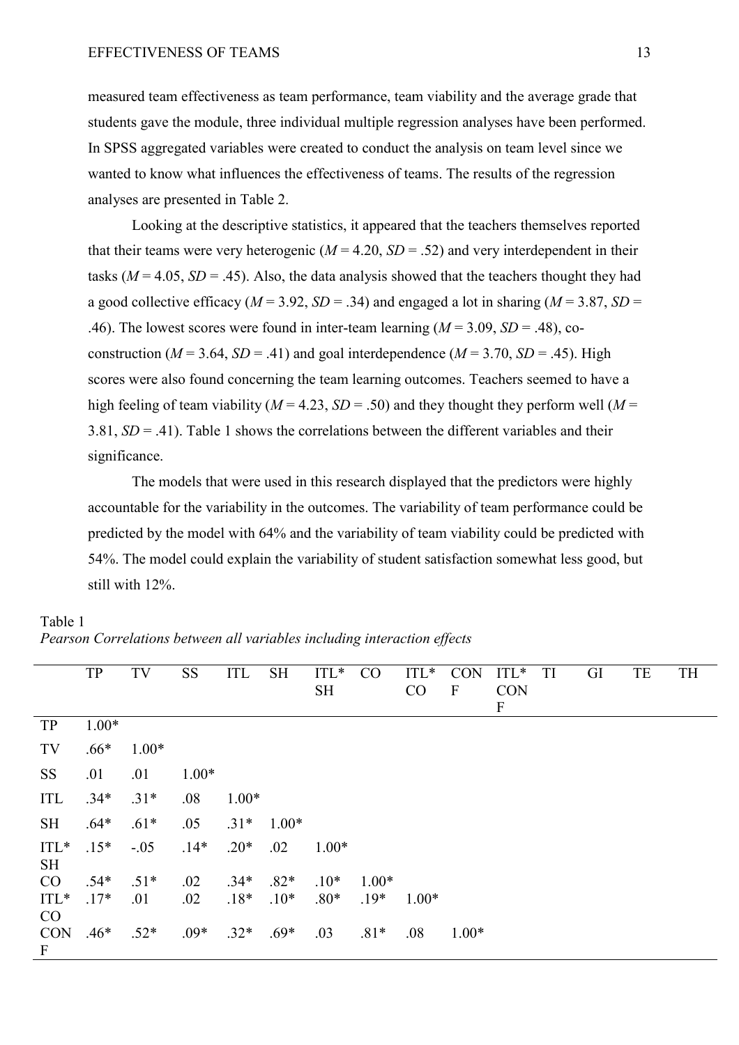measured team effectiveness as team performance, team viability and the average grade that students gave the module, three individual multiple regression analyses have been performed. In SPSS aggregated variables were created to conduct the analysis on team level since we wanted to know what influences the effectiveness of teams. The results of the regression analyses are presented in Table 2.

Looking at the descriptive statistics, it appeared that the teachers themselves reported that their teams were very heterogenic (*M* = 4.20, *SD* = .52) and very interdependent in their tasks (*M* = 4.05, *SD* = .45). Also, the data analysis showed that the teachers thought they had a good collective efficacy (*M* = 3.92, *SD* = .34) and engaged a lot in sharing (*M* = 3.87, *SD* = .46). The lowest scores were found in inter-team learning (*M* = 3.09, *SD* = .48), co-construction (*M* = 3.64, *SD* = .41) and goal interdependence (*M* = 3.70, *SD* = .45). High scores were also found concerning the team learning outcomes. Teachers seemed to have a high feeling of team viability (*M* = 4.23, *SD* = .50) and they thought they perform well (*M* = 3.81, *SD* = .41). Table 1 shows the correlations between the different variables and their significance.

The models that were used in this research displayed that the predictors were highly accountable for the variability in the outcomes. The variability of team performance could be predicted by the model with 64% and the variability of team viability could be predicted with 54%. The model could explain the variability of student satisfaction somewhat less good, but still with 12%.

Table 1
*Pearson Correlations between all variables including interaction effects*

| | TP | TV | SS | ITL | SH | ITL*SH | CO | ITL*CO | CONF | ITL*CONF | TI | GI | TE | TH |
|---|---|---|---|---|---|---|---|---|---|---|---|---|---|---|
| TP | 1.00* | | | | | | | | | | | | | |
| TV | .66* | 1.00* | | | | | | | | | | | | |
| SS | .01 | .01 | 1.00* | | | | | | | | | | | |
| ITL | .34* | .31* | .08 | 1.00* | | | | | | | | | | |
| SH | .64* | .61* | .05 | .31* | 1.00* | | | | | | | | | |
| ITL*SH | .15* | -.05 | .14* | .20* | .02 | 1.00* | | | | | | | | |
| CO | .54* | .51* | .02 | .34* | .82* | .10* | 1.00* | | | | | | | |
| ITL*CO | .17* | .01 | .02 | .18* | .10* | .80* | .19* | 1.00* | | | | | | |
| CONF | .46* | .52* | .09* | .32* | .69* | .03 | .81* | .08 | 1.00* | | | | | |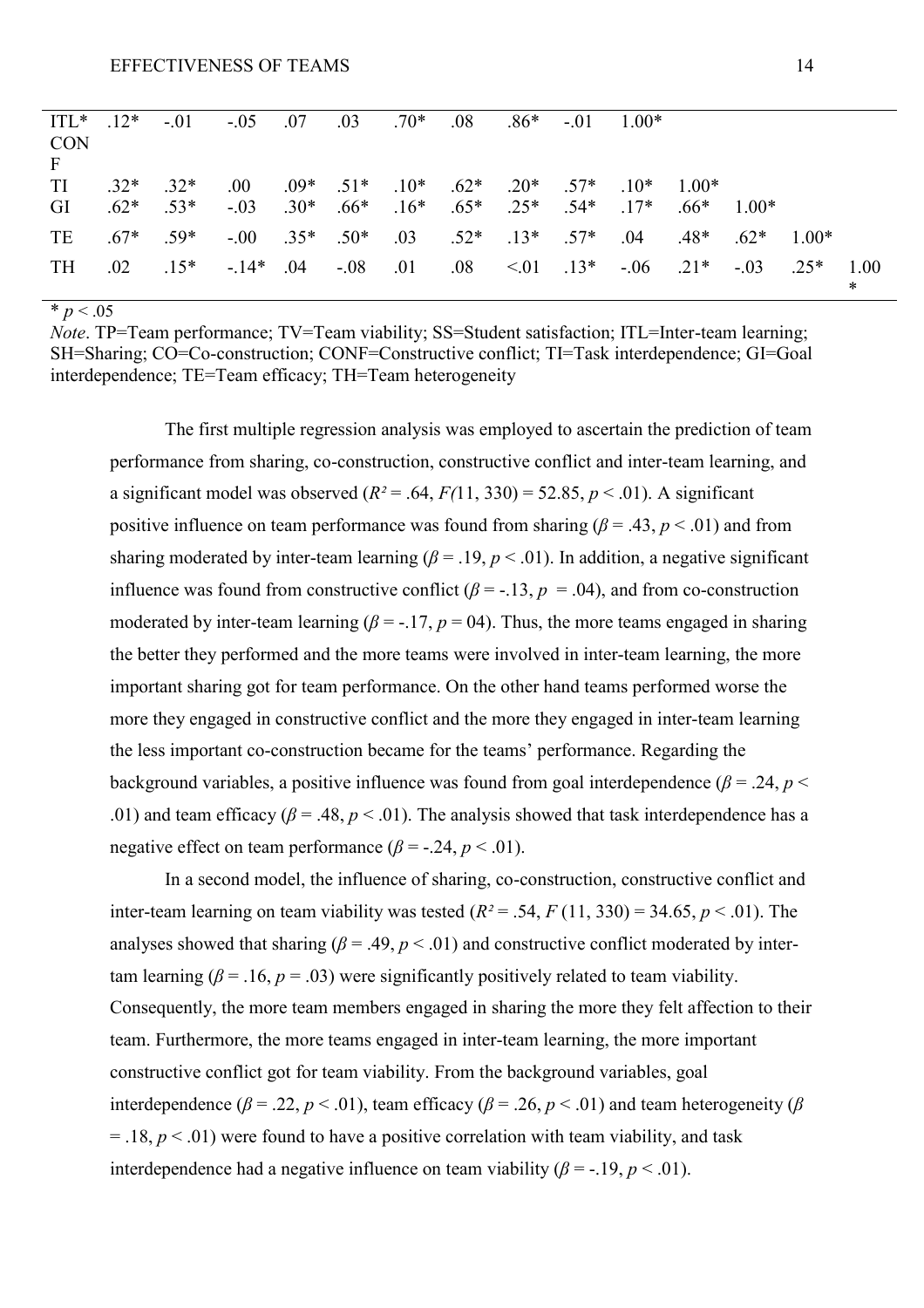| | | | | | | | | | | | | | |
|---|---|---|---|---|---|---|---|---|---|---|---|---|---|
| ITL* CONF | .12* | -.01 | -.05 | .07 | .03 | .70* | .08 | .86* | -.01 | 1.00* | | | |
| TI | .32* | .32* | .00 | .09* | .51* | .10* | .62* | .20* | .57* | .10* | 1.00* | | |
| GI | .62* | .53* | -.03 | .30* | .66* | .16* | .65* | .25* | .54* | .17* | .66* | 1.00* | |
| TE | .67* | .59* | -.00 | .35* | .50* | .03 | .52* | .13* | .57* | .04 | .48* | .62* | 1.00* |
| TH | .02 | .15* | -.14* | .04 | -.08 | .01 | .08 | <.01 | .13* | -.06 | .21* | -.03 | .25* | 1.00* |

* $p < .05$

*Note*. TP=Team performance; TV=Team viability; SS=Student satisfaction; ITL=Inter-team learning; SH=Sharing; CO=Co-construction; CONF=Constructive conflict; TI=Task interdependence; GI=Goal interdependence; TE=Team efficacy; TH=Team heterogeneity

The first multiple regression analysis was employed to ascertain the prediction of team performance from sharing, co-construction, constructive conflict and inter-team learning, and a significant model was observed ($R^2 = .64$, $F(11, 330) = 52.85$, $p < .01$). A significant positive influence on team performance was found from sharing ($\beta = .43$, $p < .01$) and from sharing moderated by inter-team learning ($\beta = .19$, $p < .01$). In addition, a negative significant influence was found from constructive conflict ($\beta = -.13$, $p = .04$), and from co-construction moderated by inter-team learning ($\beta = -.17$, $p = 04$). Thus, the more teams engaged in sharing the better they performed and the more teams were involved in inter-team learning, the more important sharing got for team performance. On the other hand teams performed worse the more they engaged in constructive conflict and the more they engaged in inter-team learning the less important co-construction became for the teams' performance. Regarding the background variables, a positive influence was found from goal interdependence ($\beta = .24$, $p < .01$) and team efficacy ($\beta = .48$, $p < .01$). The analysis showed that task interdependence has a negative effect on team performance ($\beta = -.24$, $p < .01$).

In a second model, the influence of sharing, co-construction, constructive conflict and inter-team learning on team viability was tested ($R^2 = .54$, $F(11, 330) = 34.65$, $p < .01$). The analyses showed that sharing ($\beta = .49$, $p < .01$) and constructive conflict moderated by inter-tam learning ($\beta = .16$, $p = .03$) were significantly positively related to team viability. Consequently, the more team members engaged in sharing the more they felt affection to their team. Furthermore, the more teams engaged in inter-team learning, the more important constructive conflict got for team viability. From the background variables, goal interdependence ($\beta = .22$, $p < .01$), team efficacy ($\beta = .26$, $p < .01$) and team heterogeneity ($\beta = .18$, $p < .01$) were found to have a positive correlation with team viability, and task interdependence had a negative influence on team viability ($\beta = -.19$, $p < .01$).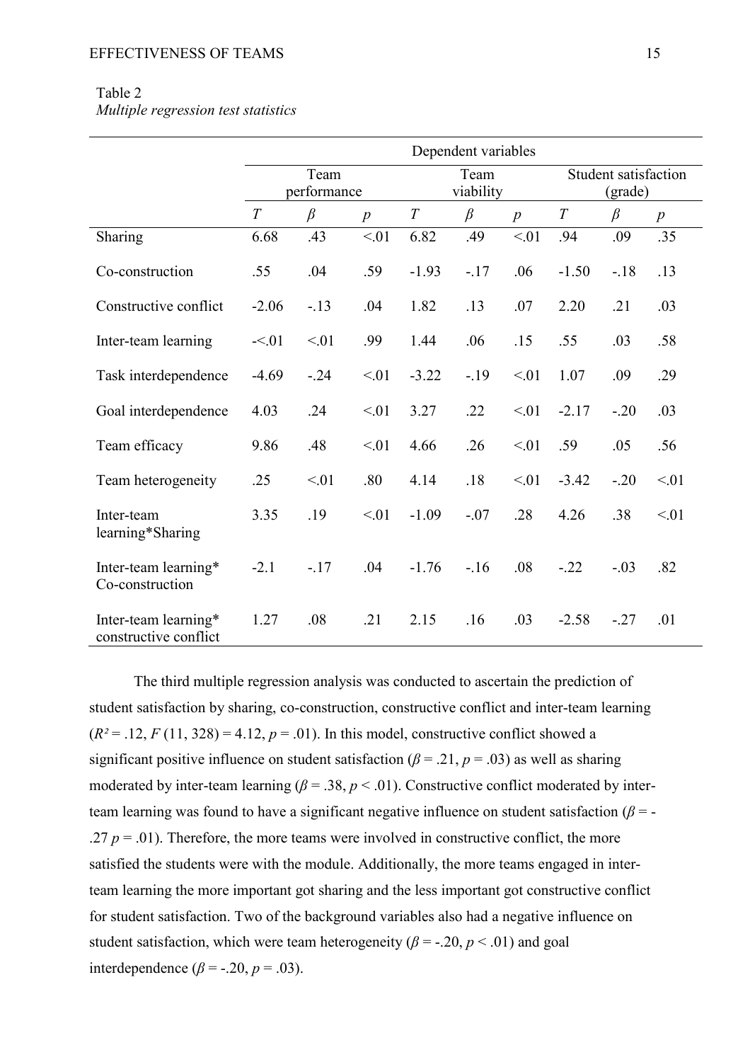Table 2
*Multiple regression test statistics*

| | Dependent variables | | | | | | | | |
|---|---|---|---|---|---|---|---|---|---|
| | Team performance | | | Team viability | | | Student satisfaction (grade) | | |
| | *T* | *β* | *p* | *T* | *β* | *p* | *T* | *β* | *p* |
| Sharing | 6.68 | .43 | <.01 | 6.82 | .49 | <.01 | .94 | .09 | .35 |
| Co-construction | .55 | .04 | .59 | -1.93 | -.17 | .06 | -1.50 | -.18 | .13 |
| Constructive conflict | -2.06 | -.13 | .04 | 1.82 | .13 | .07 | 2.20 | .21 | .03 |
| Inter-team learning | -<.01 | <.01 | .99 | 1.44 | .06 | .15 | .55 | .03 | .58 |
| Task interdependence | -4.69 | -.24 | <.01 | -3.22 | -.19 | <.01 | 1.07 | .09 | .29 |
| Goal interdependence | 4.03 | .24 | <.01 | 3.27 | .22 | <.01 | -2.17 | -.20 | .03 |
| Team efficacy | 9.86 | .48 | <.01 | 4.66 | .26 | <.01 | .59 | .05 | .56 |
| Team heterogeneity | .25 | <.01 | .80 | 4.14 | .18 | <.01 | -3.42 | -.20 | <.01 |
| Inter-team learning*Sharing | 3.35 | .19 | <.01 | -1.09 | -.07 | .28 | 4.26 | .38 | <.01 |
| Inter-team learning* Co-construction | -2.1 | -.17 | .04 | -1.76 | -.16 | .08 | -.22 | -.03 | .82 |
| Inter-team learning* constructive conflict | 1.27 | .08 | .21 | 2.15 | .16 | .03 | -2.58 | -.27 | .01 |

The third multiple regression analysis was conducted to ascertain the prediction of student satisfaction by sharing, co-construction, constructive conflict and inter-team learning ($R^2 = .12$, $F(11, 328) = 4.12$, $p = .01$). In this model, constructive conflict showed a significant positive influence on student satisfaction ($\beta = .21$, $p = .03$) as well as sharing moderated by inter-team learning ($\beta = .38$, $p < .01$). Constructive conflict moderated by inter-team learning was found to have a significant negative influence on student satisfaction ($\beta = -.27$ $p = .01$). Therefore, the more teams were involved in constructive conflict, the more satisfied the students were with the module. Additionally, the more teams engaged in inter-team learning the more important got sharing and the less important got constructive conflict for student satisfaction. Two of the background variables also had a negative influence on student satisfaction, which were team heterogeneity ($\beta = -.20$, $p < .01$) and goal interdependence ($\beta = -.20$, $p = .03$).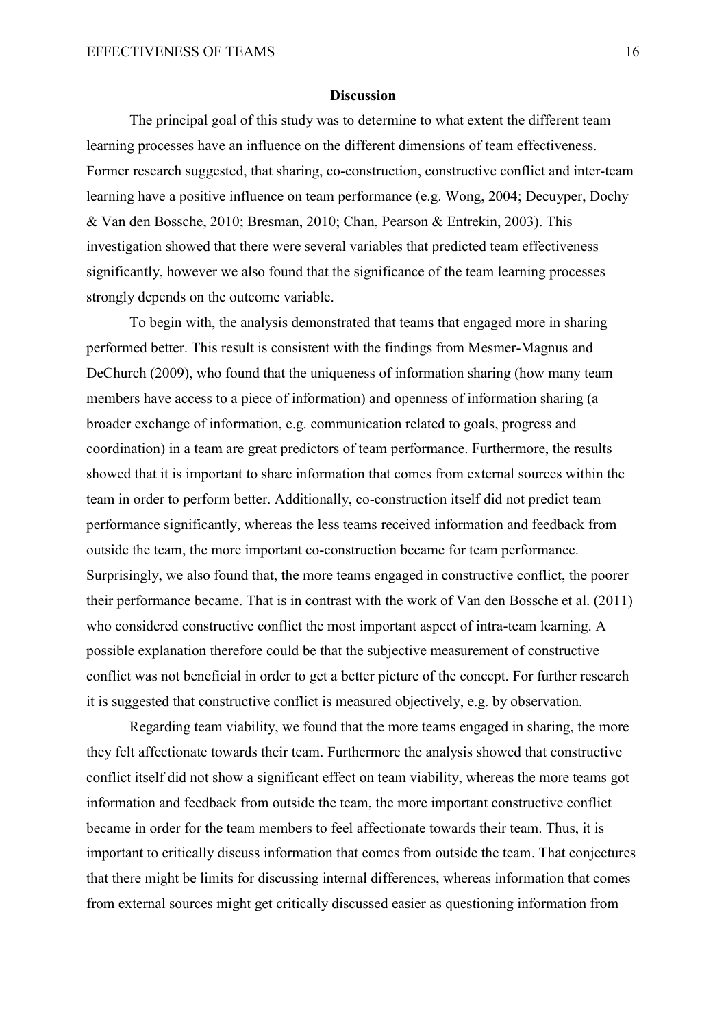## Discussion

The principal goal of this study was to determine to what extent the different team learning processes have an influence on the different dimensions of team effectiveness. Former research suggested, that sharing, co-construction, constructive conflict and inter-team learning have a positive influence on team performance (e.g. Wong, 2004; Decuyper, Dochy & Van den Bossche, 2010; Bresman, 2010; Chan, Pearson & Entrekin, 2003). This investigation showed that there were several variables that predicted team effectiveness significantly, however we also found that the significance of the team learning processes strongly depends on the outcome variable.

To begin with, the analysis demonstrated that teams that engaged more in sharing performed better. This result is consistent with the findings from Mesmer-Magnus and DeChurch (2009), who found that the uniqueness of information sharing (how many team members have access to a piece of information) and openness of information sharing (a broader exchange of information, e.g. communication related to goals, progress and coordination) in a team are great predictors of team performance. Furthermore, the results showed that it is important to share information that comes from external sources within the team in order to perform better. Additionally, co-construction itself did not predict team performance significantly, whereas the less teams received information and feedback from outside the team, the more important co-construction became for team performance. Surprisingly, we also found that, the more teams engaged in constructive conflict, the poorer their performance became. That is in contrast with the work of Van den Bossche et al. (2011) who considered constructive conflict the most important aspect of intra-team learning. A possible explanation therefore could be that the subjective measurement of constructive conflict was not beneficial in order to get a better picture of the concept. For further research it is suggested that constructive conflict is measured objectively, e.g. by observation.

Regarding team viability, we found that the more teams engaged in sharing, the more they felt affectionate towards their team. Furthermore the analysis showed that constructive conflict itself did not show a significant effect on team viability, whereas the more teams got information and feedback from outside the team, the more important constructive conflict became in order for the team members to feel affectionate towards their team. Thus, it is important to critically discuss information that comes from outside the team. That conjectures that there might be limits for discussing internal differences, whereas information that comes from external sources might get critically discussed easier as questioning information from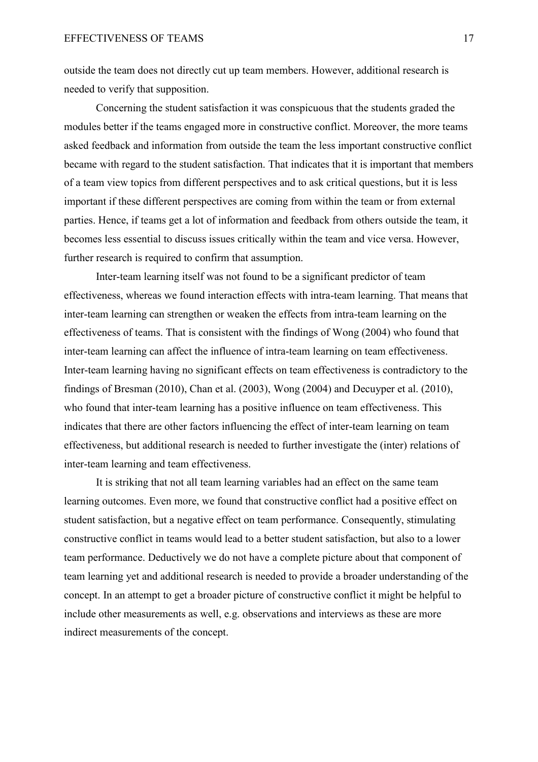outside the team does not directly cut up team members. However, additional research is needed to verify that supposition.

Concerning the student satisfaction it was conspicuous that the students graded the modules better if the teams engaged more in constructive conflict. Moreover, the more teams asked feedback and information from outside the team the less important constructive conflict became with regard to the student satisfaction. That indicates that it is important that members of a team view topics from different perspectives and to ask critical questions, but it is less important if these different perspectives are coming from within the team or from external parties. Hence, if teams get a lot of information and feedback from others outside the team, it becomes less essential to discuss issues critically within the team and vice versa. However, further research is required to confirm that assumption.

Inter-team learning itself was not found to be a significant predictor of team effectiveness, whereas we found interaction effects with intra-team learning. That means that inter-team learning can strengthen or weaken the effects from intra-team learning on the effectiveness of teams. That is consistent with the findings of Wong (2004) who found that inter-team learning can affect the influence of intra-team learning on team effectiveness. Inter-team learning having no significant effects on team effectiveness is contradictory to the findings of Bresman (2010), Chan et al. (2003), Wong (2004) and Decuyper et al. (2010), who found that inter-team learning has a positive influence on team effectiveness. This indicates that there are other factors influencing the effect of inter-team learning on team effectiveness, but additional research is needed to further investigate the (inter) relations of inter-team learning and team effectiveness.

It is striking that not all team learning variables had an effect on the same team learning outcomes. Even more, we found that constructive conflict had a positive effect on student satisfaction, but a negative effect on team performance. Consequently, stimulating constructive conflict in teams would lead to a better student satisfaction, but also to a lower team performance. Deductively we do not have a complete picture about that component of team learning yet and additional research is needed to provide a broader understanding of the concept. In an attempt to get a broader picture of constructive conflict it might be helpful to include other measurements as well, e.g. observations and interviews as these are more indirect measurements of the concept.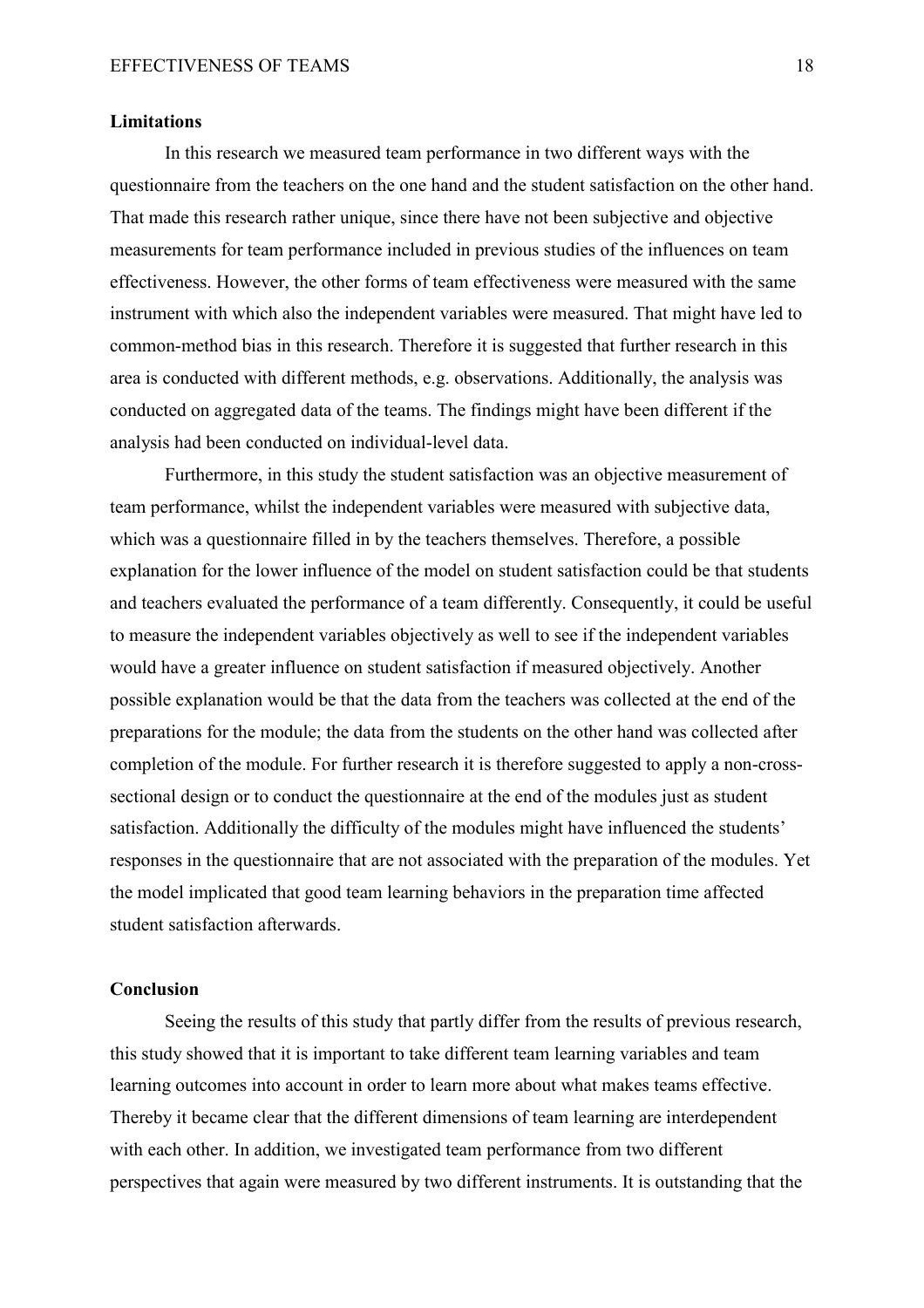## Limitations

In this research we measured team performance in two different ways with the questionnaire from the teachers on the one hand and the student satisfaction on the other hand. That made this research rather unique, since there have not been subjective and objective measurements for team performance included in previous studies of the influences on team effectiveness. However, the other forms of team effectiveness were measured with the same instrument with which also the independent variables were measured. That might have led to common-method bias in this research. Therefore it is suggested that further research in this area is conducted with different methods, e.g. observations. Additionally, the analysis was conducted on aggregated data of the teams. The findings might have been different if the analysis had been conducted on individual-level data.

Furthermore, in this study the student satisfaction was an objective measurement of team performance, whilst the independent variables were measured with subjective data, which was a questionnaire filled in by the teachers themselves. Therefore, a possible explanation for the lower influence of the model on student satisfaction could be that students and teachers evaluated the performance of a team differently. Consequently, it could be useful to measure the independent variables objectively as well to see if the independent variables would have a greater influence on student satisfaction if measured objectively. Another possible explanation would be that the data from the teachers was collected at the end of the preparations for the module; the data from the students on the other hand was collected after completion of the module. For further research it is therefore suggested to apply a non-cross-sectional design or to conduct the questionnaire at the end of the modules just as student satisfaction. Additionally the difficulty of the modules might have influenced the students' responses in the questionnaire that are not associated with the preparation of the modules. Yet the model implicated that good team learning behaviors in the preparation time affected student satisfaction afterwards.

## Conclusion

Seeing the results of this study that partly differ from the results of previous research, this study showed that it is important to take different team learning variables and team learning outcomes into account in order to learn more about what makes teams effective. Thereby it became clear that the different dimensions of team learning are interdependent with each other. In addition, we investigated team performance from two different perspectives that again were measured by two different instruments. It is outstanding that the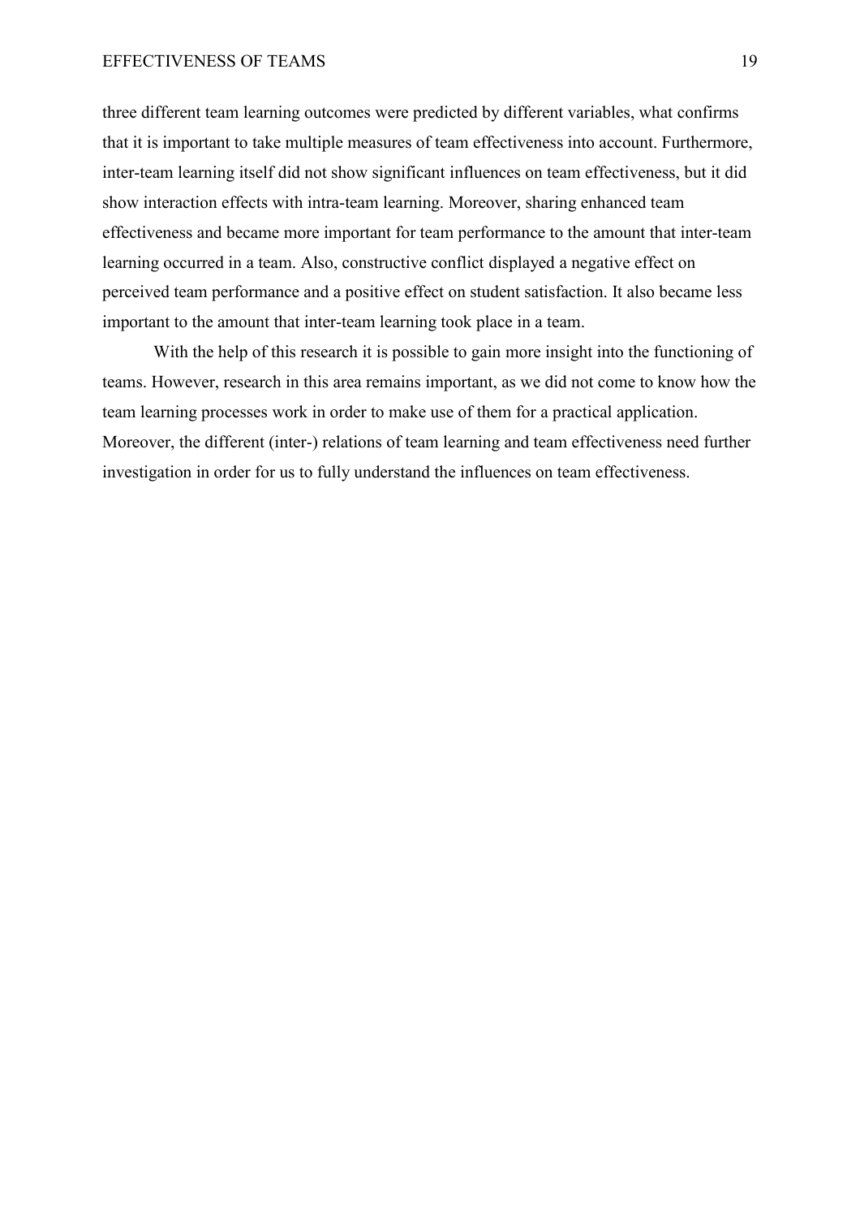three different team learning outcomes were predicted by different variables, what confirms that it is important to take multiple measures of team effectiveness into account. Furthermore, inter-team learning itself did not show significant influences on team effectiveness, but it did show interaction effects with intra-team learning. Moreover, sharing enhanced team effectiveness and became more important for team performance to the amount that inter-team learning occurred in a team. Also, constructive conflict displayed a negative effect on perceived team performance and a positive effect on student satisfaction. It also became less important to the amount that inter-team learning took place in a team.

With the help of this research it is possible to gain more insight into the functioning of teams. However, research in this area remains important, as we did not come to know how the team learning processes work in order to make use of them for a practical application. Moreover, the different (inter-) relations of team learning and team effectiveness need further investigation in order for us to fully understand the influences on team effectiveness.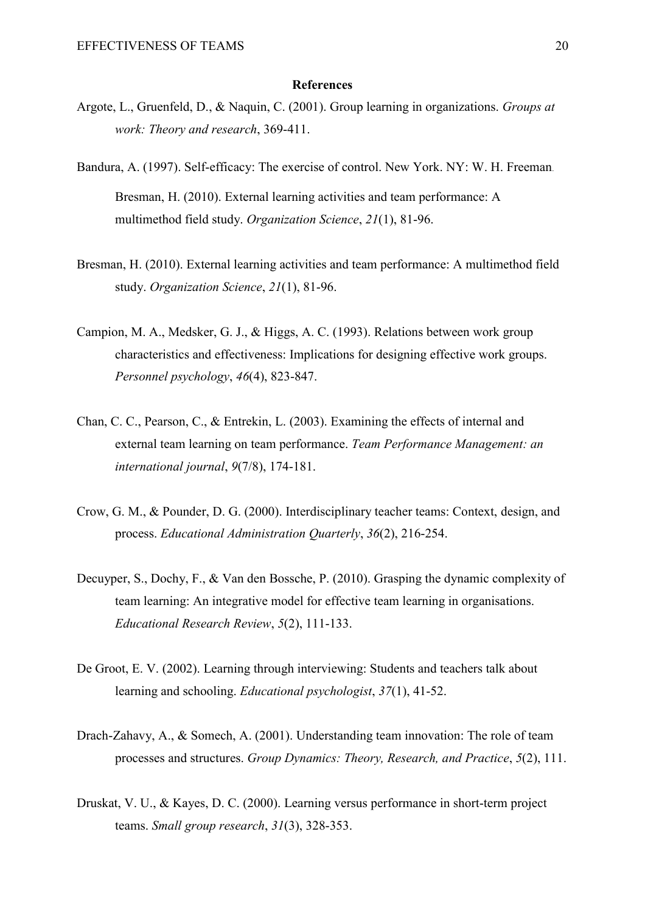## References

Argote, L., Gruenfeld, D., & Naquin, C. (2001). Group learning in organizations. *Groups at work: Theory and research*, 369-411.

Bandura, A. (1997). Self-efficacy: The exercise of control. New York. NY: W. H. Freeman.

Bresman, H. (2010). External learning activities and team performance: A multimethod field study. *Organization Science*, *21*(1), 81-96.

Bresman, H. (2010). External learning activities and team performance: A multimethod field study. *Organization Science*, *21*(1), 81-96.

Campion, M. A., Medsker, G. J., & Higgs, A. C. (1993). Relations between work group characteristics and effectiveness: Implications for designing effective work groups. *Personnel psychology*, *46*(4), 823-847.

Chan, C. C., Pearson, C., & Entrekin, L. (2003). Examining the effects of internal and external team learning on team performance. *Team Performance Management: an international journal*, *9*(7/8), 174-181.

Crow, G. M., & Pounder, D. G. (2000). Interdisciplinary teacher teams: Context, design, and process. *Educational Administration Quarterly*, *36*(2), 216-254.

Decuyper, S., Dochy, F., & Van den Bossche, P. (2010). Grasping the dynamic complexity of team learning: An integrative model for effective team learning in organisations. *Educational Research Review*, *5*(2), 111-133.

De Groot, E. V. (2002). Learning through interviewing: Students and teachers talk about learning and schooling. *Educational psychologist*, *37*(1), 41-52.

Drach-Zahavy, A., & Somech, A. (2001). Understanding team innovation: The role of team processes and structures. *Group Dynamics: Theory, Research, and Practice*, *5*(2), 111.

Druskat, V. U., & Kayes, D. C. (2000). Learning versus performance in short-term project teams. *Small group research*, *31*(3), 328-353.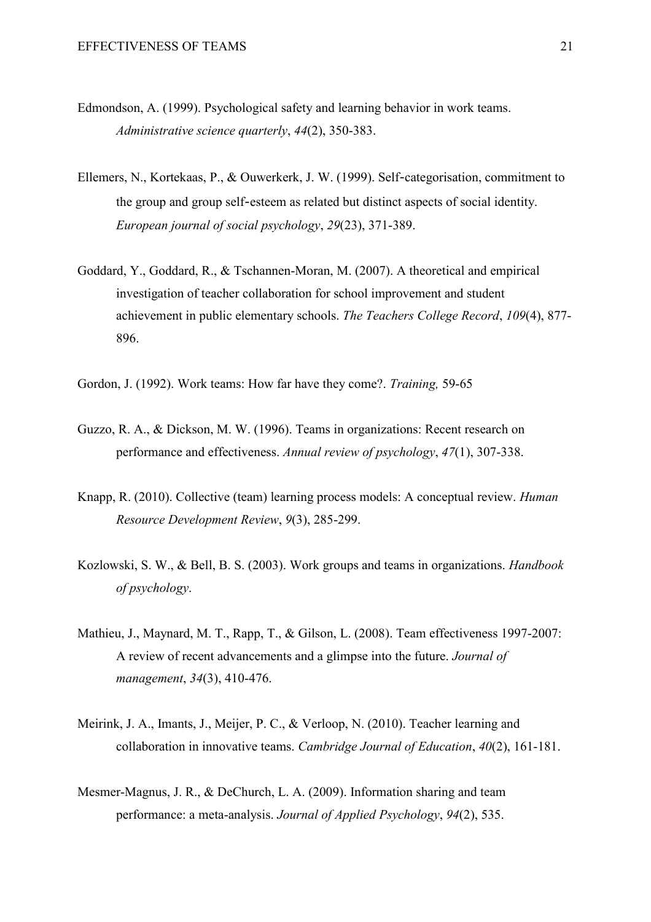Edmondson, A. (1999). Psychological safety and learning behavior in work teams. *Administrative science quarterly*, *44*(2), 350-383.

Ellemers, N., Kortekaas, P., & Ouwerkerk, J. W. (1999). Self-categorisation, commitment to the group and group self-esteem as related but distinct aspects of social identity. *European journal of social psychology*, *29*(23), 371-389.

Goddard, Y., Goddard, R., & Tschannen-Moran, M. (2007). A theoretical and empirical investigation of teacher collaboration for school improvement and student achievement in public elementary schools. *The Teachers College Record*, *109*(4), 877-896.

Gordon, J. (1992). Work teams: How far have they come?. *Training,* 59-65

Guzzo, R. A., & Dickson, M. W. (1996). Teams in organizations: Recent research on performance and effectiveness. *Annual review of psychology*, *47*(1), 307-338.

Knapp, R. (2010). Collective (team) learning process models: A conceptual review. *Human Resource Development Review*, *9*(3), 285-299.

Kozlowski, S. W., & Bell, B. S. (2003). Work groups and teams in organizations. *Handbook of psychology*.

Mathieu, J., Maynard, M. T., Rapp, T., & Gilson, L. (2008). Team effectiveness 1997-2007: A review of recent advancements and a glimpse into the future. *Journal of management*, *34*(3), 410-476.

Meirink, J. A., Imants, J., Meijer, P. C., & Verloop, N. (2010). Teacher learning and collaboration in innovative teams. *Cambridge Journal of Education*, *40*(2), 161-181.

Mesmer-Magnus, J. R., & DeChurch, L. A. (2009). Information sharing and team performance: a meta-analysis. *Journal of Applied Psychology*, *94*(2), 535.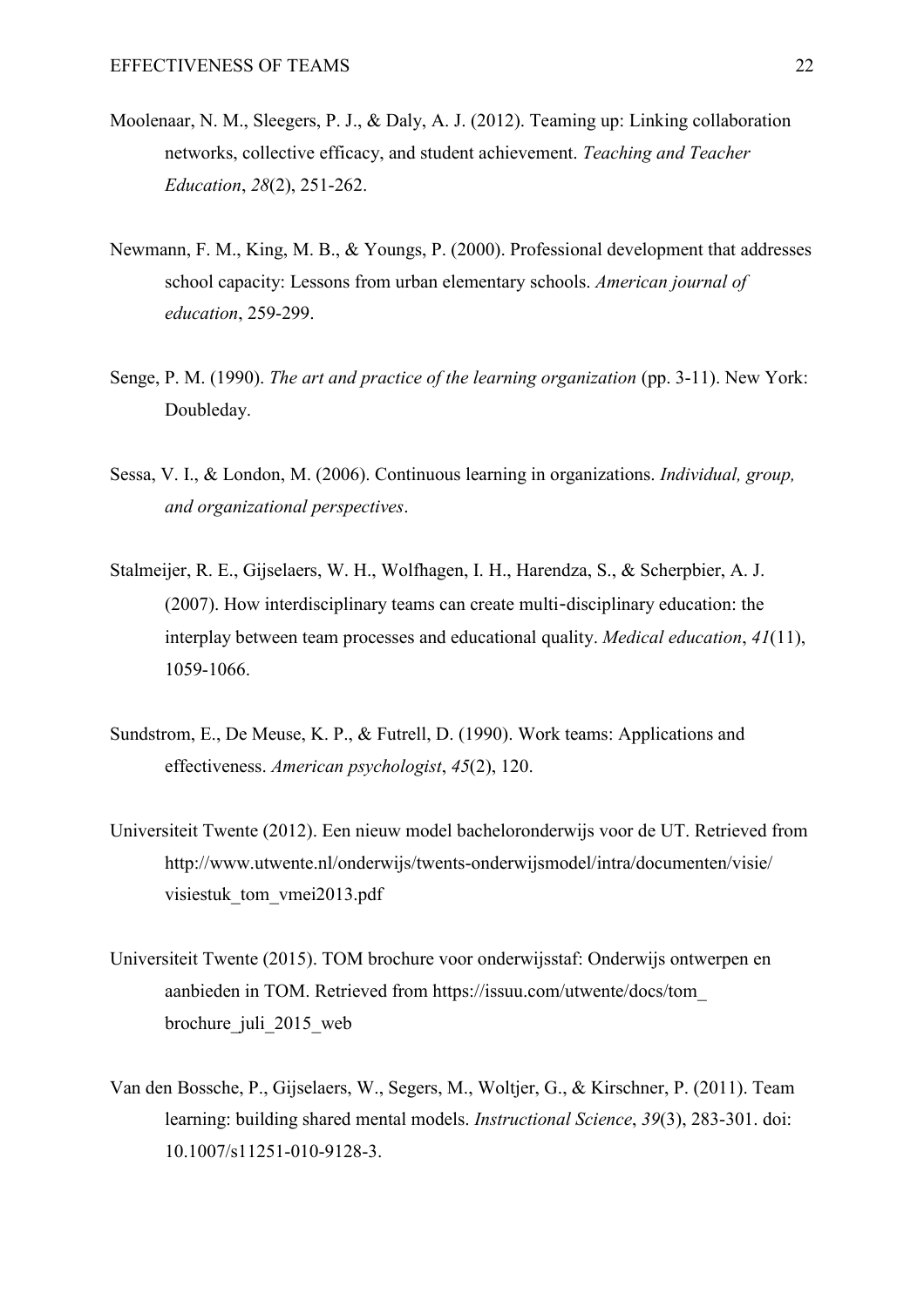Moolenaar, N. M., Sleegers, P. J., & Daly, A. J. (2012). Teaming up: Linking collaboration networks, collective efficacy, and student achievement. *Teaching and Teacher Education*, *28*(2), 251-262.

Newmann, F. M., King, M. B., & Youngs, P. (2000). Professional development that addresses school capacity: Lessons from urban elementary schools. *American journal of education*, 259-299.

Senge, P. M. (1990). *The art and practice of the learning organization* (pp. 3-11). New York: Doubleday.

Sessa, V. I., & London, M. (2006). Continuous learning in organizations. *Individual, group, and organizational perspectives*.

Stalmeijer, R. E., Gijselaers, W. H., Wolfhagen, I. H., Harendza, S., & Scherpbier, A. J. (2007). How interdisciplinary teams can create multi-disciplinary education: the interplay between team processes and educational quality. *Medical education*, *41*(11), 1059-1066.

Sundstrom, E., De Meuse, K. P., & Futrell, D. (1990). Work teams: Applications and effectiveness. *American psychologist*, *45*(2), 120.

Universiteit Twente (2012). Een nieuw model bacheloronderwijs voor de UT. Retrieved from http://www.utwente.nl/onderwijs/twents-onderwijsmodel/intra/documenten/visie/visiestuk_tom_vmei2013.pdf

Universiteit Twente (2015). TOM brochure voor onderwijsstaf: Onderwijs ontwerpen en aanbieden in TOM. Retrieved from https://issuu.com/utwente/docs/tom_brochure_juli_2015_web

Van den Bossche, P., Gijselaers, W., Segers, M., Woltjer, G., & Kirschner, P. (2011). Team learning: building shared mental models. *Instructional Science*, *39*(3), 283-301. doi: 10.1007/s11251-010-9128-3.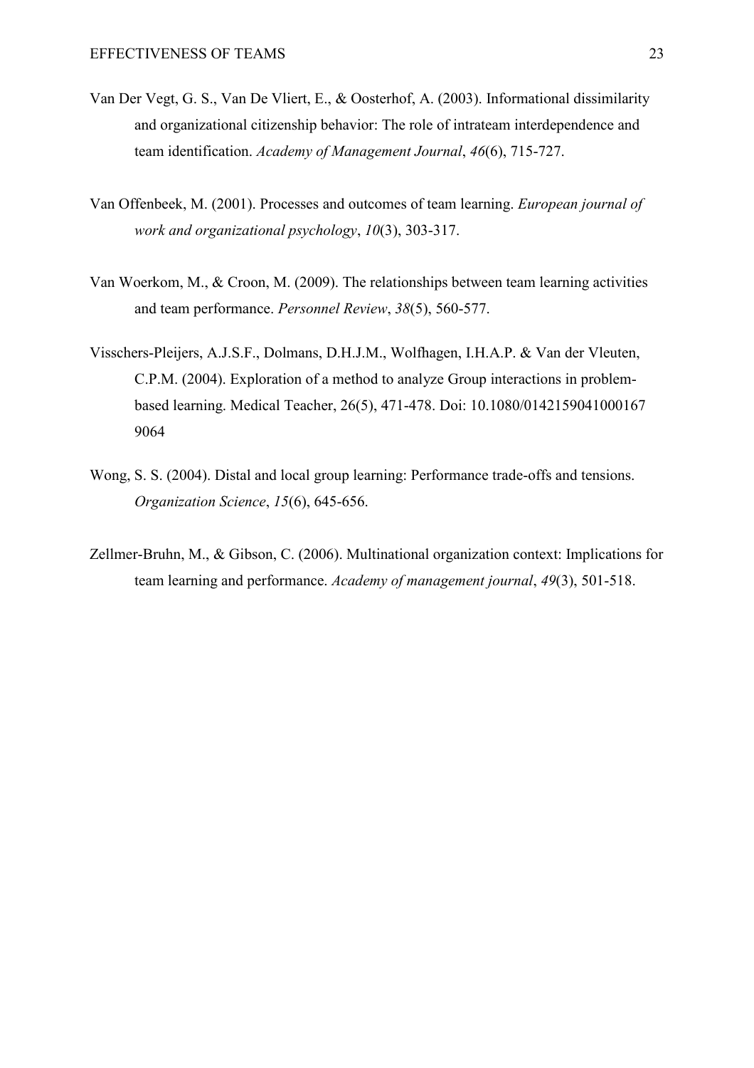Van Der Vegt, G. S., Van De Vliert, E., & Oosterhof, A. (2003). Informational dissimilarity and organizational citizenship behavior: The role of intrateam interdependence and team identification. *Academy of Management Journal*, *46*(6), 715-727.

Van Offenbeek, M. (2001). Processes and outcomes of team learning. *European journal of work and organizational psychology*, *10*(3), 303-317.

Van Woerkom, M., & Croon, M. (2009). The relationships between team learning activities and team performance. *Personnel Review*, *38*(5), 560-577.

Visschers-Pleijers, A.J.S.F., Dolmans, D.H.J.M., Wolfhagen, I.H.A.P. & Van der Vleuten, C.P.M. (2004). Exploration of a method to analyze Group interactions in problem-based learning. Medical Teacher, 26(5), 471-478. Doi: 10.1080/0142159041000167 9064

Wong, S. S. (2004). Distal and local group learning: Performance trade-offs and tensions. *Organization Science*, *15*(6), 645-656.

Zellmer-Bruhn, M., & Gibson, C. (2006). Multinational organization context: Implications for team learning and performance. *Academy of management journal*, *49*(3), 501-518.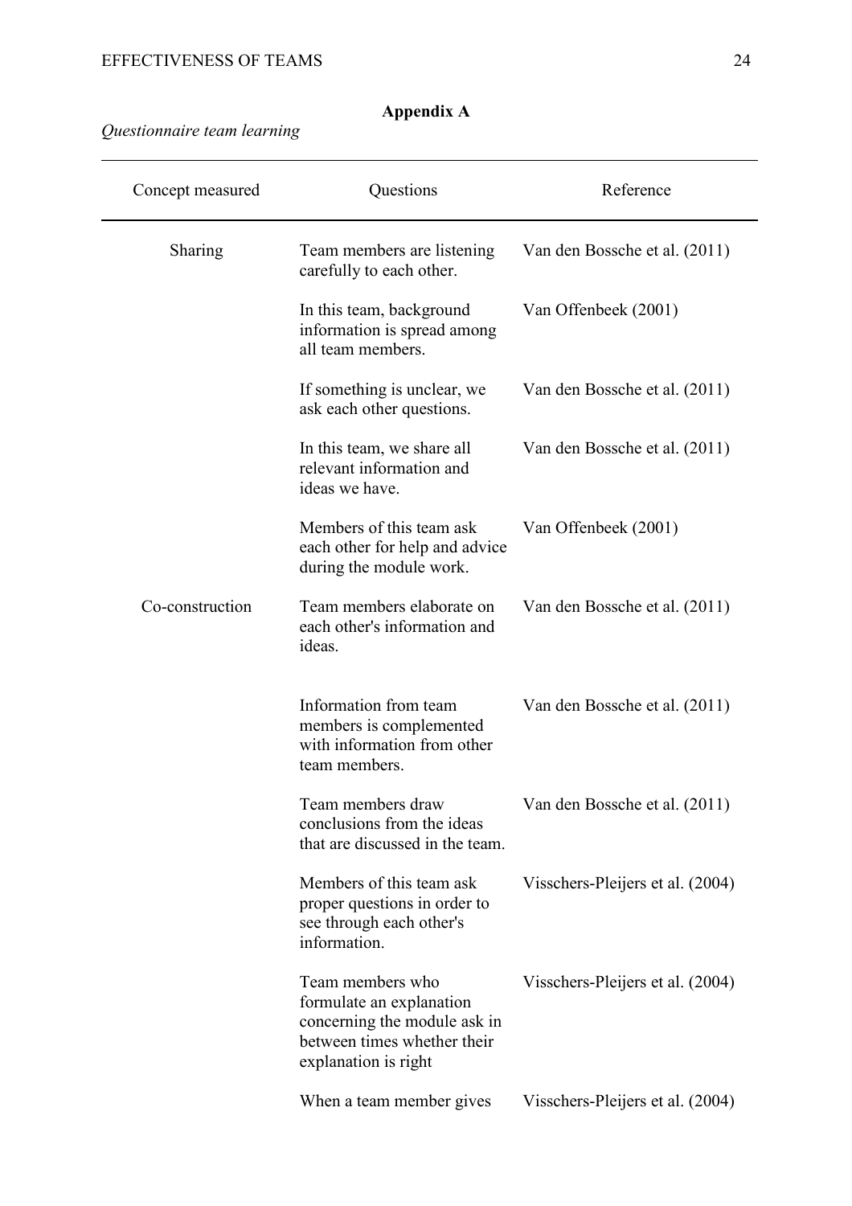## Appendix A

*Questionnaire team learning*

| Concept measured | Questions | Reference |
|---|---|---|
| Sharing | Team members are listening carefully to each other. | Van den Bossche et al. (2011) |
| | In this team, background information is spread among all team members. | Van Offenbeek (2001) |
| | If something is unclear, we ask each other questions. | Van den Bossche et al. (2011) |
| | In this team, we share all relevant information and ideas we have. | Van den Bossche et al. (2011) |
| | Members of this team ask each other for help and advice during the module work. | Van Offenbeek (2001) |
| Co-construction | Team members elaborate on each other's information and ideas. | Van den Bossche et al. (2011) |
| | Information from team members is complemented with information from other team members. | Van den Bossche et al. (2011) |
| | Team members draw conclusions from the ideas that are discussed in the team. | Van den Bossche et al. (2011) |
| | Members of this team ask proper questions in order to see through each other's information. | Visschers-Pleijers et al. (2004) |
| | Team members who formulate an explanation concerning the module ask in between times whether their explanation is right | Visschers-Pleijers et al. (2004) |
| | When a team member gives | Visschers-Pleijers et al. (2004) |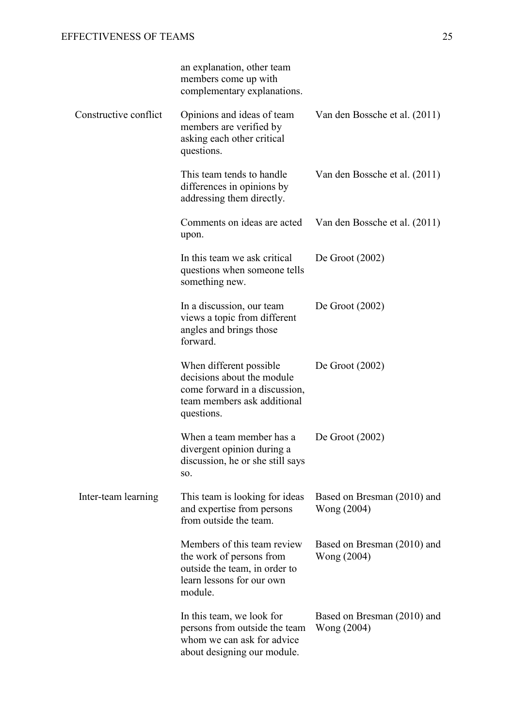| | | |
|---|---|---|
| | an explanation, other team members come up with complementary explanations. | |
| Constructive conflict | Opinions and ideas of team members are verified by asking each other critical questions. | Van den Bossche et al. (2011) |
| | This team tends to handle differences in opinions by addressing them directly. | Van den Bossche et al. (2011) |
| | Comments on ideas are acted upon. | Van den Bossche et al. (2011) |
| | In this team we ask critical questions when someone tells something new. | De Groot (2002) |
| | In a discussion, our team views a topic from different angles and brings those forward. | De Groot (2002) |
| | When different possible decisions about the module come forward in a discussion, team members ask additional questions. | De Groot (2002) |
| | When a team member has a divergent opinion during a discussion, he or she still says so. | De Groot (2002) |
| Inter-team learning | This team is looking for ideas and expertise from persons from outside the team. | Based on Bresman (2010) and Wong (2004) |
| | Members of this team review the work of persons from outside the team, in order to learn lessons for our own module. | Based on Bresman (2010) and Wong (2004) |
| | In this team, we look for persons from outside the team whom we can ask for advice about designing our module. | Based on Bresman (2010) and Wong (2004) |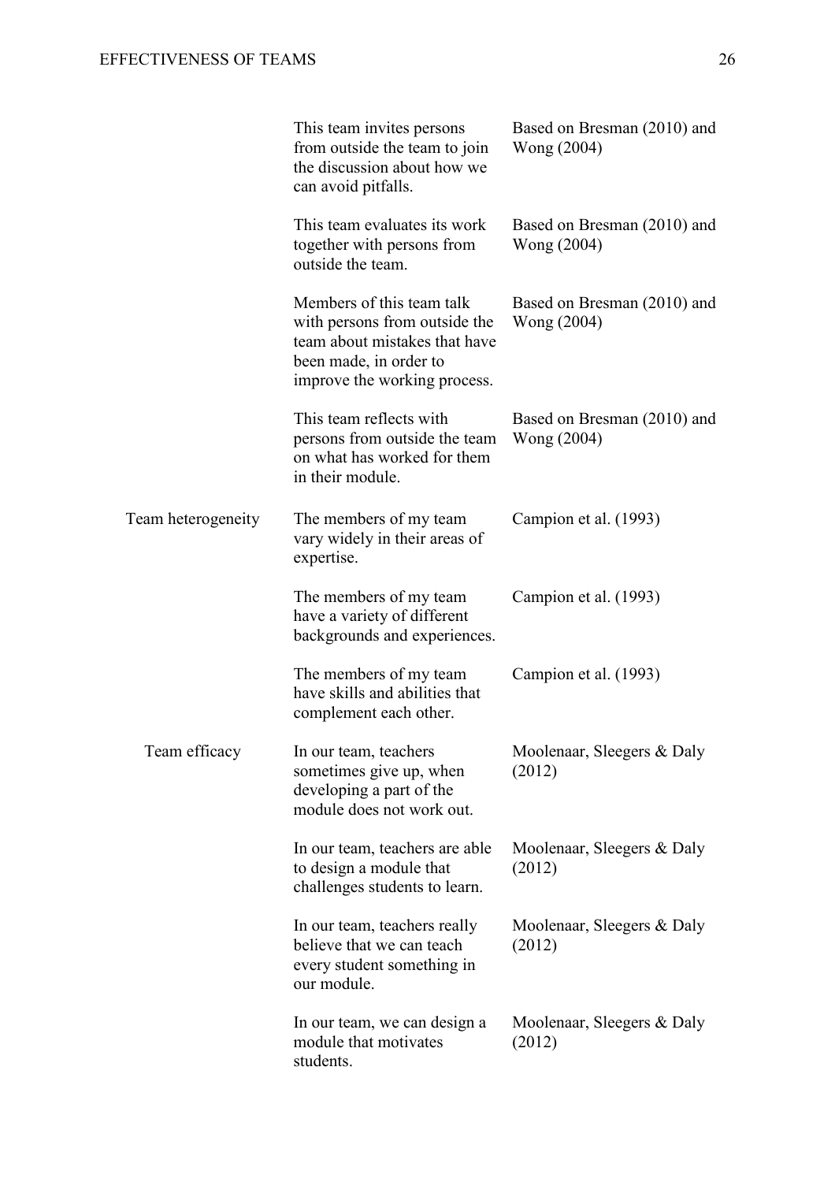| | | |
|---|---|---|
| | This team invites persons from outside the team to join the discussion about how we can avoid pitfalls. | Based on Bresman (2010) and Wong (2004) |
| | This team evaluates its work together with persons from outside the team. | Based on Bresman (2010) and Wong (2004) |
| | Members of this team talk with persons from outside the team about mistakes that have been made, in order to improve the working process. | Based on Bresman (2010) and Wong (2004) |
| | This team reflects with persons from outside the team on what has worked for them in their module. | Based on Bresman (2010) and Wong (2004) |
| Team heterogeneity | The members of my team vary widely in their areas of expertise. | Campion et al. (1993) |
| | The members of my team have a variety of different backgrounds and experiences. | Campion et al. (1993) |
| | The members of my team have skills and abilities that complement each other. | Campion et al. (1993) |
| Team efficacy | In our team, teachers sometimes give up, when developing a part of the module does not work out. | Moolenaar, Sleegers & Daly (2012) |
| | In our team, teachers are able to design a module that challenges students to learn. | Moolenaar, Sleegers & Daly (2012) |
| | In our team, teachers really believe that we can teach every student something in our module. | Moolenaar, Sleegers & Daly (2012) |
| | In our team, we can design a module that motivates students. | Moolenaar, Sleegers & Daly (2012) |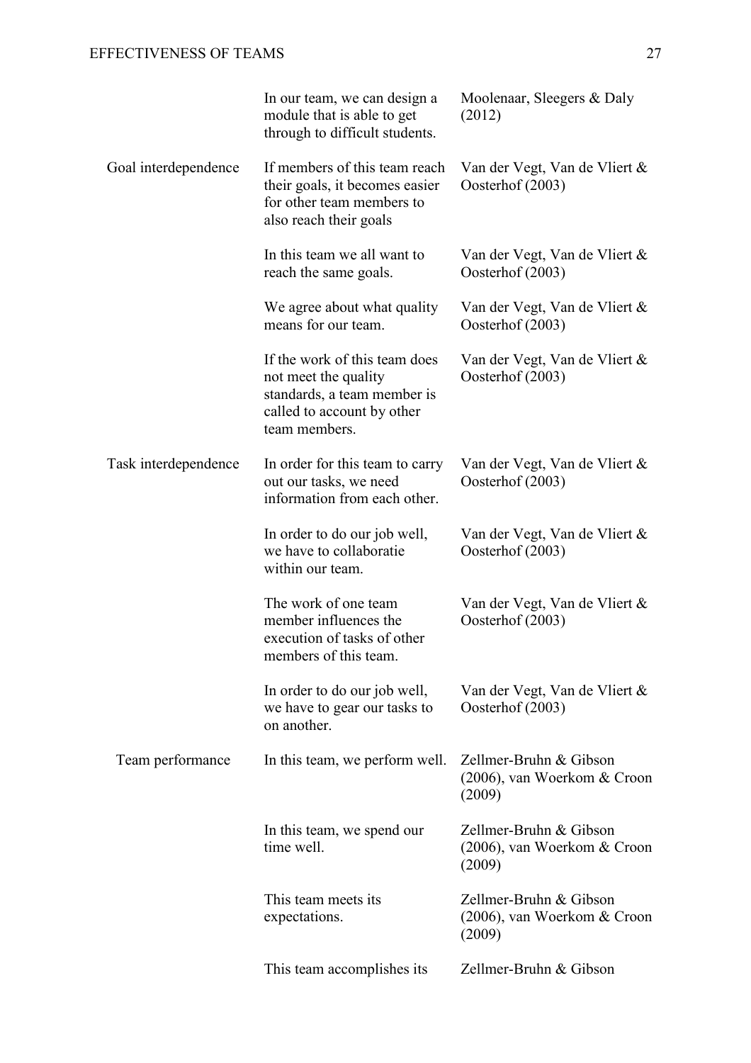| | | |
|---|---|---|
| | In our team, we can design a module that is able to get through to difficult students. | Moolenaar, Sleegers & Daly (2012) |
| Goal interdependence | If members of this team reach their goals, it becomes easier for other team members to also reach their goals | Van der Vegt, Van de Vliert & Oosterhof (2003) |
| | In this team we all want to reach the same goals. | Van der Vegt, Van de Vliert & Oosterhof (2003) |
| | We agree about what quality means for our team. | Van der Vegt, Van de Vliert & Oosterhof (2003) |
| | If the work of this team does not meet the quality standards, a team member is called to account by other team members. | Van der Vegt, Van de Vliert & Oosterhof (2003) |
| Task interdependence | In order for this team to carry out our tasks, we need information from each other. | Van der Vegt, Van de Vliert & Oosterhof (2003) |
| | In order to do our job well, we have to collaboratie within our team. | Van der Vegt, Van de Vliert & Oosterhof (2003) |
| | The work of one team member influences the execution of tasks of other members of this team. | Van der Vegt, Van de Vliert & Oosterhof (2003) |
| | In order to do our job well, we have to gear our tasks to on another. | Van der Vegt, Van de Vliert & Oosterhof (2003) |
| Team performance | In this team, we perform well. | Zellmer-Bruhn & Gibson (2006), van Woerkom & Croon (2009) |
| | In this team, we spend our time well. | Zellmer-Bruhn & Gibson (2006), van Woerkom & Croon (2009) |
| | This team meets its expectations. | Zellmer-Bruhn & Gibson (2006), van Woerkom & Croon (2009) |
| | This team accomplishes its | Zellmer-Bruhn & Gibson |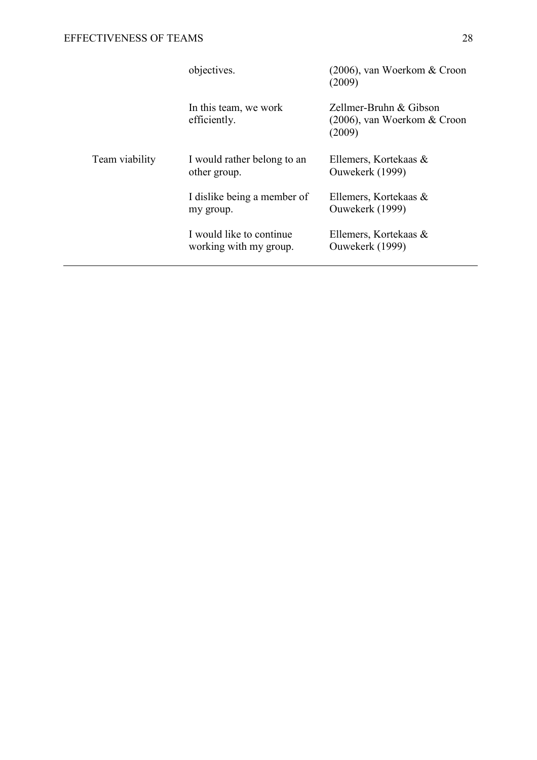| | | |
|---|---|---|
| | objectives. | (2006), van Woerkom & Croon (2009) |
| | In this team, we work efficiently. | Zellmer-Bruhn & Gibson (2006), van Woerkom & Croon (2009) |
| Team viability | I would rather belong to an other group. | Ellemers, Kortekaas & Ouwekerk (1999) |
| | I dislike being a member of my group. | Ellemers, Kortekaas & Ouwekerk (1999) |
| | I would like to continue working with my group. | Ellemers, Kortekaas & Ouwekerk (1999) |